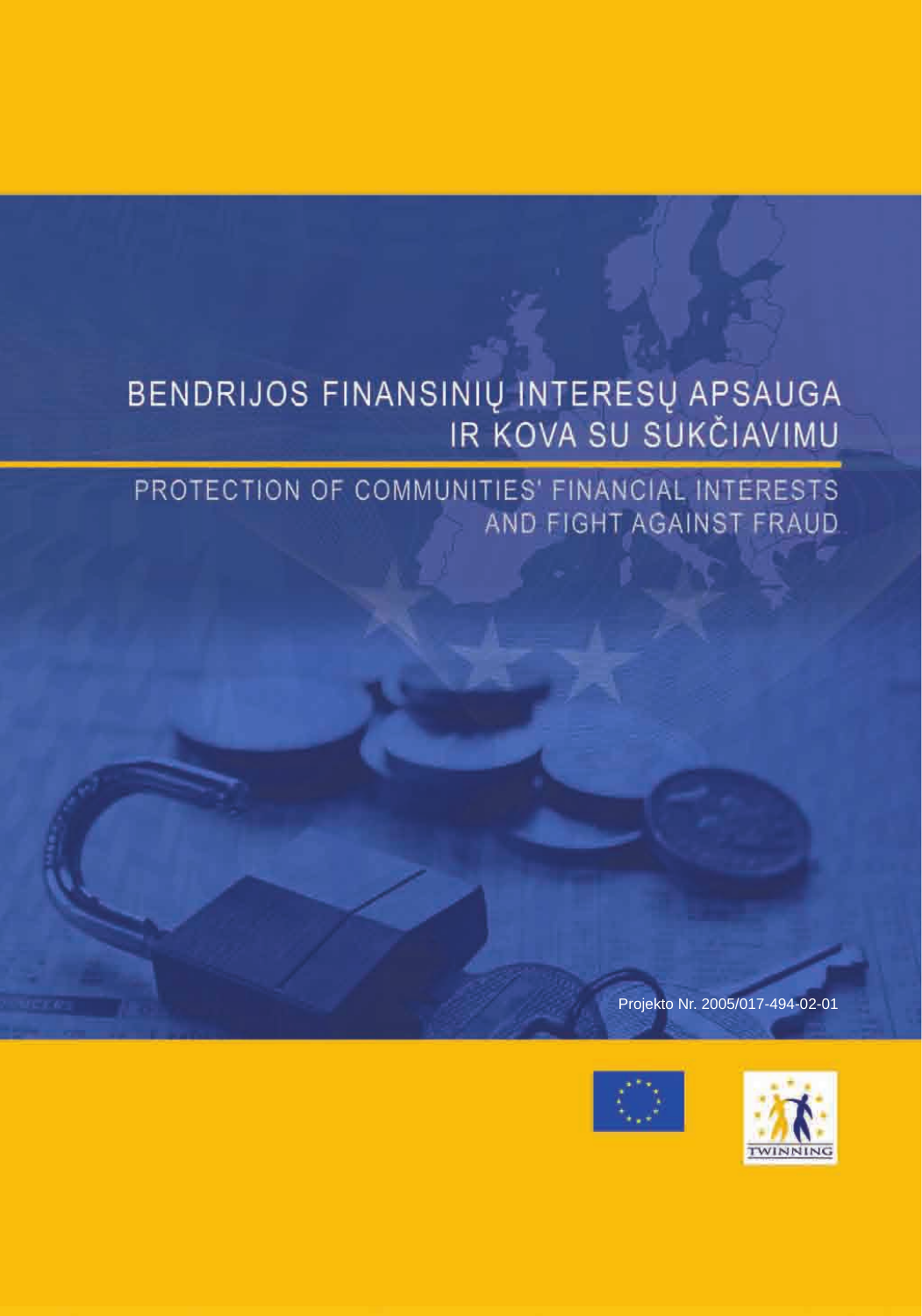# BENDRIJOS FINANSINIŲ INTERESŲ APSAUGA IR KOVA SU SUKČIAVIMU

## PROTECTION OF COMMUNITIES' FINANCIAL INTERESTS AND FIGHT AGAINST FRAUD

Projekto Nr. 2005/017-494-02-01

TWINNING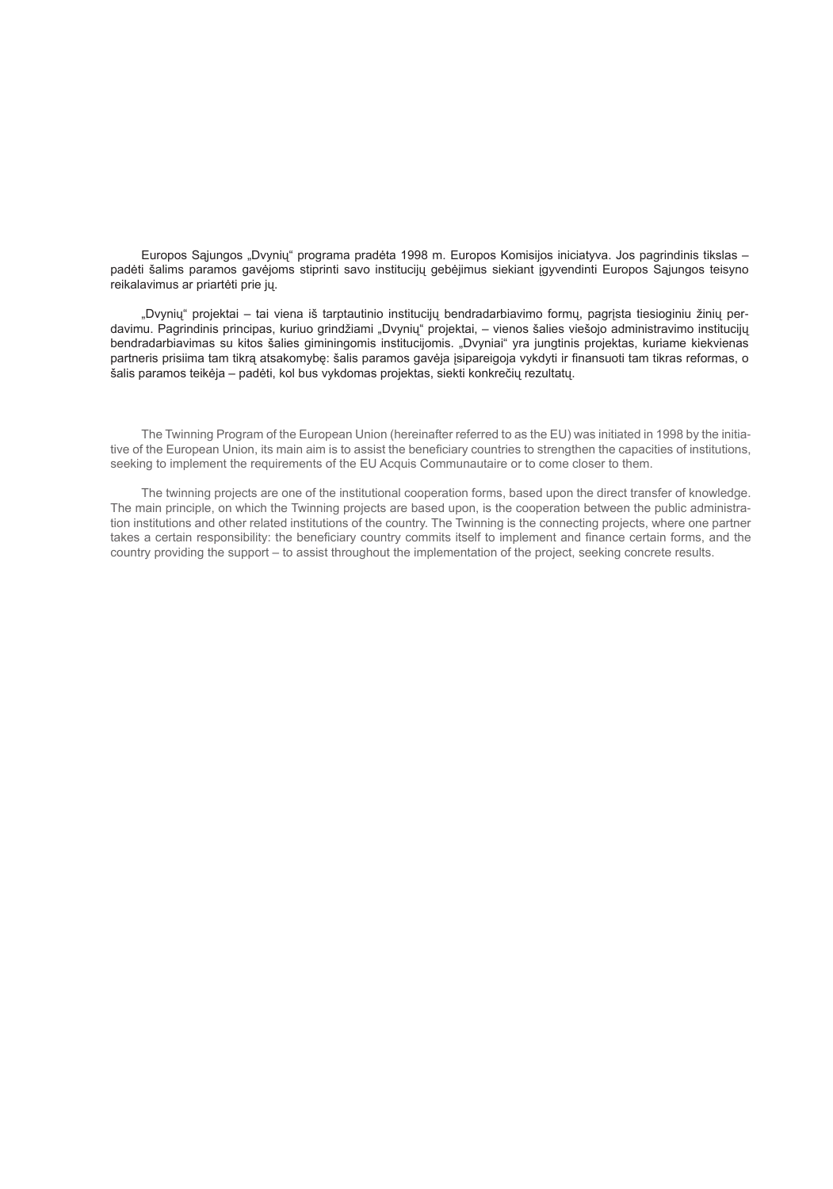Europos Sąjungos „Dvynių“ programa pradėta 1998 m. Europos Komisijos iniciatyva. Jos pagrindinis tikslas – padėti šalims paramos gavėjoms stiprinti savo institucijų gebėjimus siekiant įgyvendinti Europos Sąjungos teisyno reikalavimus ar priartėti prie jų.

„Dvynių“ projektai – tai viena iš tarptautinio institucijų bendradarbiavimo formų, pagrįsta tiesioginiu žinių perdavimu. Pagrindinis principas, kuriuo grindžiami „Dvynių“ projektai, – vienos šalies viešojo administravimo institucijų bendradarbiavimas su kitos šalies gimininingomis institucijomis. „Dvyniai“ yra jungtinis projektas, kuriame kiekvienas partneris prisiima tam tikrą atsakomybę: šalis paramos gavėja įsipareigoja vykdyti ir finansuoti tam tikras reformas, o šalis paramos teikėja – padėti, kol bus vykdomas projektas, siekti konkrečių rezultatų.

The Twinning Program of the European Union (hereinafter referred to as the EU) was initiated in 1998 by the initiative of the European Union, its main aim is to assist the beneficiary countries to strengthen the capacities of institutions, seeking to implement the requirements of the EU Acquis Communautaire or to come closer to them.

The twinning projects are one of the institutional cooperation forms, based upon the direct transfer of knowledge. The main principle, on which the Twinning projects are based upon, is the cooperation between the public administration institutions and other related institutions of the country. The Twinning is the connecting projects, where one partner takes a certain responsibility: the beneficiary country commits itself to implement and finance certain forms, and the country providing the support – to assist throughout the implementation of the project, seeking concrete results.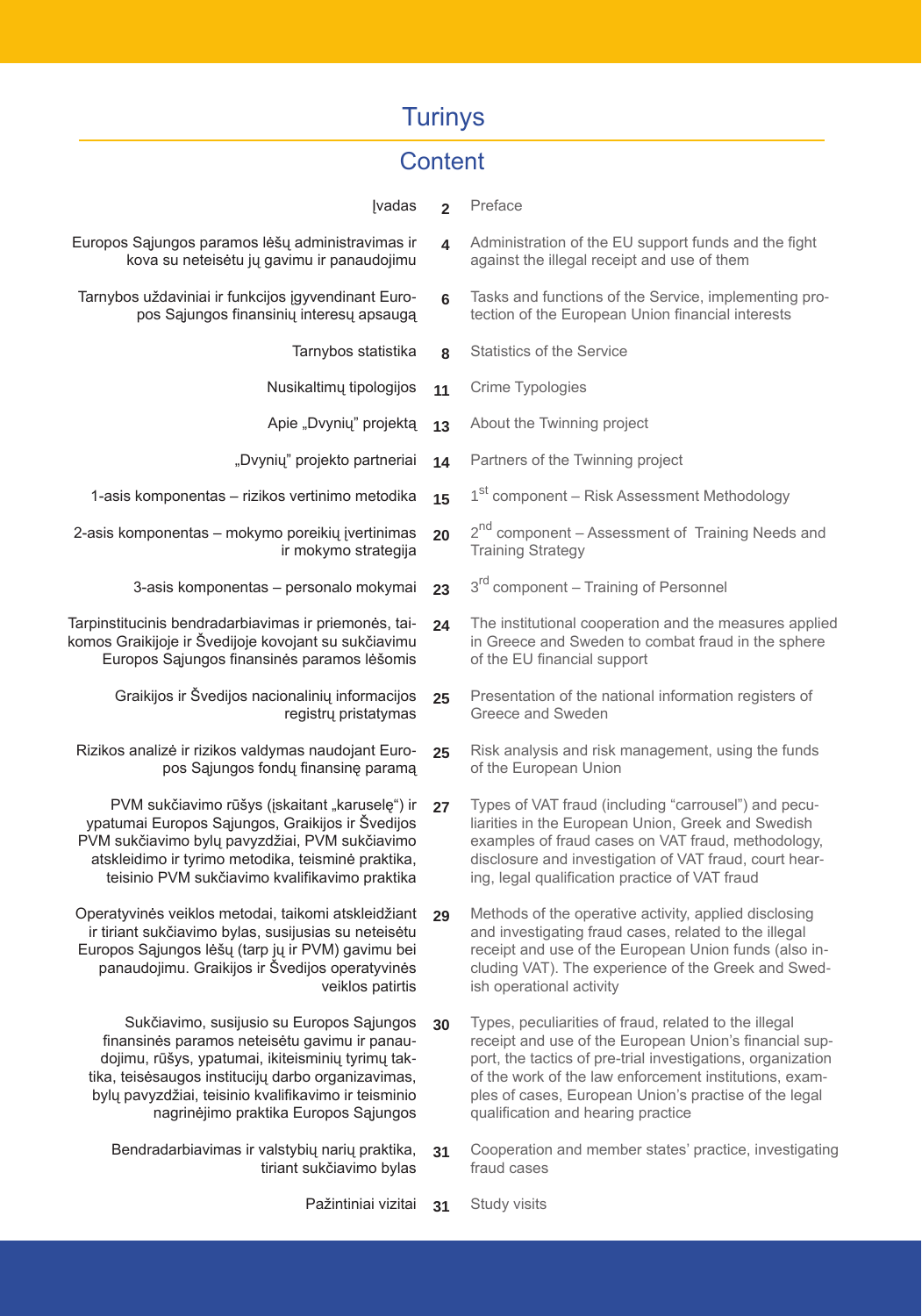# Turinys

# Content

| Lietuviškai | Psl. | English |
|---|---|---|
| Įvadas | 2 | Preface |
| Europos Sąjungos paramos lėšų administravimas ir kova su neteisėtu jų gavimu ir panaudojimu | 4 | Administration of the EU support funds and the fight against the illegal receipt and use of them |
| Tarnybos uždaviniai ir funkcijos įgyvendinant Europos Sąjungos finansinių interesų apsaugą | 6 | Tasks and functions of the Service, implementing protection of the European Union financial interests |
| Tarnybos statistika | 8 | Statistics of the Service |
| Nusikaltimų tipologijos | 11 | Crime Typologies |
| Apie „Dvynių" projektą | 13 | About the Twinning project |
| „Dvynių" projekto partneriai | 14 | Partners of the Twinning project |
| 1-asis komponentas – rizikos vertinimo metodika | 15 | 1st component – Risk Assessment Methodology |
| 2-asis komponentas – mokymo poreikių įvertinimas ir mokymo strategija | 20 | 2nd component – Assessment of Training Needs and Training Strategy |
| 3-asis komponentas – personalo mokymai | 23 | 3rd component – Training of Personnel |
| Tarpinstitucinis bendradarbiavimas ir priemonės, taikomos Graikijoje ir Švedijoje kovojant su sukčiavimu Europos Sąjungos finansinės paramos lėšomis | 24 | The institutional cooperation and the measures applied in Greece and Sweden to combat fraud in the sphere of the EU financial support |
| Graikijos ir Švedijos nacionalinių informacijos registrų pristatymas | 25 | Presentation of the national information registers of Greece and Sweden |
| Rizikos analizė ir rizikos valdymas naudojant Europos Sąjungos fondų finansinę paramą | 25 | Risk analysis and risk management, using the funds of the European Union |
| PVM sukčiavimo rūšys (įskaitant „karuselę") ir ypatumai Europos Sąjungos, Graikijos ir Švedijos PVM sukčiavimo bylų pavyzdžiai, PVM sukčiavimo atskleidimo ir tyrimo metodika, teisminė praktika, teisinio PVM sukčiavimo kvalifikavimo praktika | 27 | Types of VAT fraud (including "carrousel") and peculiarities in the European Union, Greek and Swedish examples of fraud cases on VAT fraud, methodology, disclosure and investigation of VAT fraud, court hearing, legal qualification practice of VAT fraud |
| Operatyvinės veiklos metodai, taikomi atskleidžiant ir tiriant sukčiavimo bylas, susijusias su neteisėtu Europos Sąjungos lėšų (tarp jų ir PVM) gavimu bei panaudojimu. Graikijos ir Švedijos operatyvinės veiklos patirtis | 29 | Methods of the operative activity, applied disclosing and investigating fraud cases, related to the illegal receipt and use of the European Union funds (also including VAT). The experience of the Greek and Swedish operational activity |
| Sukčiavimo, susijusio su Europos Sąjungos finansinės paramos neteisėtu gavimu ir panaudojimu, rūšys, ypatumai, ikiteisminių tyrimų taktika, teisėsaugos institucijų darbo organizavimas, bylų pavyzdžiai, teisinio kvalifikavimo ir teisminio nagrinėjimo praktika Europos Sąjungos | 30 | Types, peculiarities of fraud, related to the illegal receipt and use of the European Union's financial support, the tactics of pre-trial investigations, organization of the work of the law enforcement institutions, examples of cases, European Union's practise of the legal qualification and hearing practice |
| Bendradarbiavimas ir valstybių narių praktika, tiriant sukčiavimo bylas | 31 | Cooperation and member states' practice, investigating fraud cases |
| Pažintiniai vizitai | 31 | Study visits |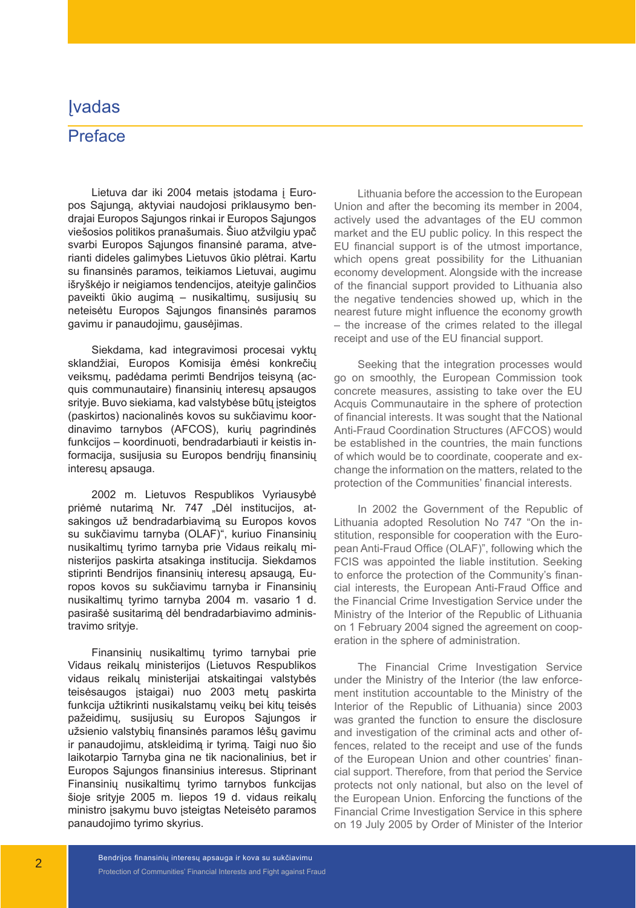# Įvadas

# Preface

Lietuva dar iki 2004 metais įstodama į Europos Sąjungą, aktyviai naudojosi priklausymo bendrajai Europos Sąjungos rinkai ir Europos Sąjungos viešosios politikos pranašumais. Šiuo atžvilgiu ypač svarbi Europos Sąjungos finansinė parama, atverianti dideles galimybes Lietuvos ūkio plėtrai. Kartu su finansinės paramos, teikiamos Lietuvai, augimu išryškėjo ir neigiamos tendencijos, ateityje galinčios paveikti ūkio augimą – nusikaltimų, susijusių su neteisėtu Europos Sąjungos finansinės paramos gavimu ir panaudojimu, gausėjimas.

Siekdama, kad integravimosi procesai vyktų sklandžiai, Europos Komisija ėmėsi konkrečių veiksmų, padėdama perimti Bendrijos teisyną (acquis communautaire) finansinių interesų apsaugos srityje. Buvo siekiama, kad valstybėse būtų įsteigtos (paskirtos) nacionalinės kovos su sukčiavimu koordinavimo tarnybos (AFCOS), kurių pagrindinės funkcijos – koordinuoti, bendradarbiauti ir keistis informacija, susijusia su Europos bendrijų finansinių interesų apsauga.

2002 m. Lietuvos Respublikos Vyriausybė priėmė nutarimą Nr. 747 „Dėl institucijos, atsakingos už bendradarbiavimą su Europos kovos su sukčiavimu tarnyba (OLAF)“, kuriuo Finansinių nusikaltimų tyrimo tarnyba prie Vidaus reikalų ministerijos paskirta atsakinga institucija. Siekdamos stiprinti Bendrijos finansinių interesų apsaugą, Europos kovos su sukčiavimu tarnyba ir Finansinių nusikaltimų tyrimo tarnyba 2004 m. vasario 1 d. pasirašė susitarimą dėl bendradarbiavimo administravimo srityje.

Finansinių nusikaltimų tyrimo tarnybai prie Vidaus reikalų ministerijos (Lietuvos Respublikos vidaus reikalų ministerijai atskaitingai valstybės teisėsaugos įstaigai) nuo 2003 metų paskirta funkcija užtikrinti nusikalstamų veikų bei kitų teisės pažeidimų, susijusių su Europos Sąjungos ir užsienio valstybių finansinės paramos lėšų gavimu ir panaudojimu, atskleidimą ir tyrimą. Taigi nuo šio laikotarpio Tarnyba gina ne tik nacionalinius, bet ir Europos Sąjungos finansinius interesus. Stiprinant Finansinių nusikaltimų tyrimo tarnybos funkcijas šioje srityje 2005 m. liepos 19 d. vidaus reikalų ministro įsakymu buvo įsteigtas Neteisėto paramos panaudojimo tyrimo skyrius.

Lithuania before the accession to the European Union and after the becoming its member in 2004, actively used the advantages of the EU common market and the EU public policy. In this respect the EU financial support is of the utmost importance, which opens great possibility for the Lithuanian economy development. Alongside with the increase of the financial support provided to Lithuania also the negative tendencies showed up, which in the nearest future might influence the economy growth – the increase of the crimes related to the illegal receipt and use of the EU financial support.

Seeking that the integration processes would go on smoothly, the European Commission took concrete measures, assisting to take over the EU Acquis Communautaire in the sphere of protection of financial interests. It was sought that the National Anti-Fraud Coordination Structures (AFCOS) would be established in the countries, the main functions of which would be to coordinate, cooperate and exchange the information on the matters, related to the protection of the Communities' financial interests.

In 2002 the Government of the Republic of Lithuania adopted Resolution No 747 "On the institution, responsible for cooperation with the European Anti-Fraud Office (OLAF)", following which the FCIS was appointed the liable institution. Seeking to enforce the protection of the Community's financial interests, the European Anti-Fraud Office and the Financial Crime Investigation Service under the Ministry of the Interior of the Republic of Lithuania on 1 February 2004 signed the agreement on cooperation in the sphere of administration.

The Financial Crime Investigation Service under the Ministry of the Interior (the law enforcement institution accountable to the Ministry of the Interior of the Republic of Lithuania) since 2003 was granted the function to ensure the disclosure and investigation of the criminal acts and other offences, related to the receipt and use of the funds of the European Union and other countries' financial support. Therefore, from that period the Service protects not only national, but also on the level of the European Union. Enforcing the functions of the Financial Crime Investigation Service in this sphere on 19 July 2005 by Order of Minister of the Interior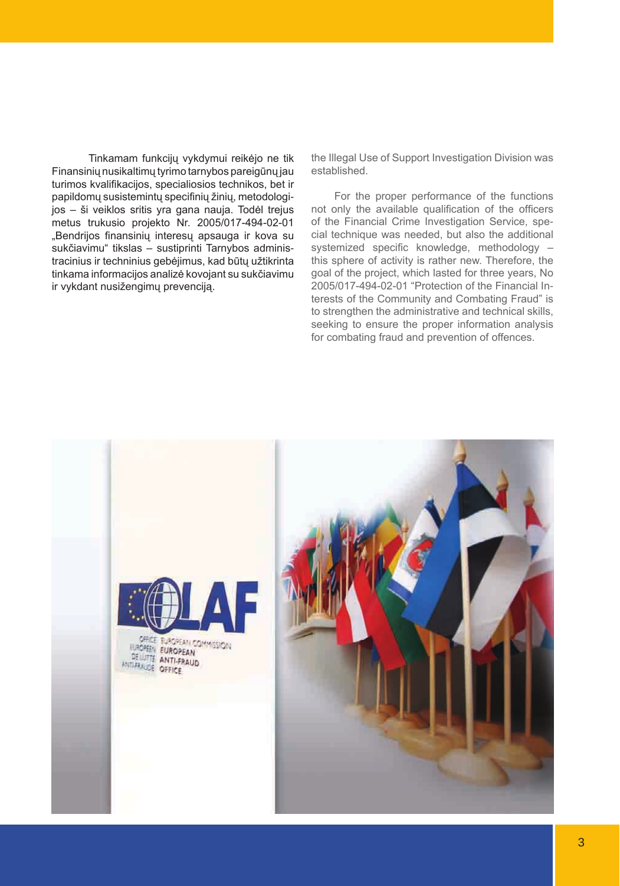Tinkamam funkcijų vykdymui reikėjo ne tik Finansinių nusikaltimų tyrimo tarnybos pareigūnų jau turimos kvalifikacijos, specialiosios technikos, bet ir papildomų susistemintų specifinių žinių, metodologijos – ši veiklos sritis yra gana nauja. Todėl trejus metus trukusio projekto Nr. 2005/017-494-02-01 „Bendrijos finansinių interesų apsauga ir kova su sukčiavimu“ tikslas – sustiprinti Tarnybos administracinius ir techninius gebėjimus, kad būtų užtikrinta tinkama informacijos analizė kovojant su sukčiavimu ir vykdant nusižengimų prevenciją.

the Illegal Use of Support Investigation Division was established.

For the proper performance of the functions not only the available qualification of the officers of the Financial Crime Investigation Service, special technique was needed, but also the additional systemized specific knowledge, methodology – this sphere of activity is rather new. Therefore, the goal of the project, which lasted for three years, No 2005/017-494-02-01 “Protection of the Financial Interests of the Community and Combating Fraud” is to strengthen the administrative and technical skills, seeking to ensure the proper information analysis for combating fraud and prevention of offences.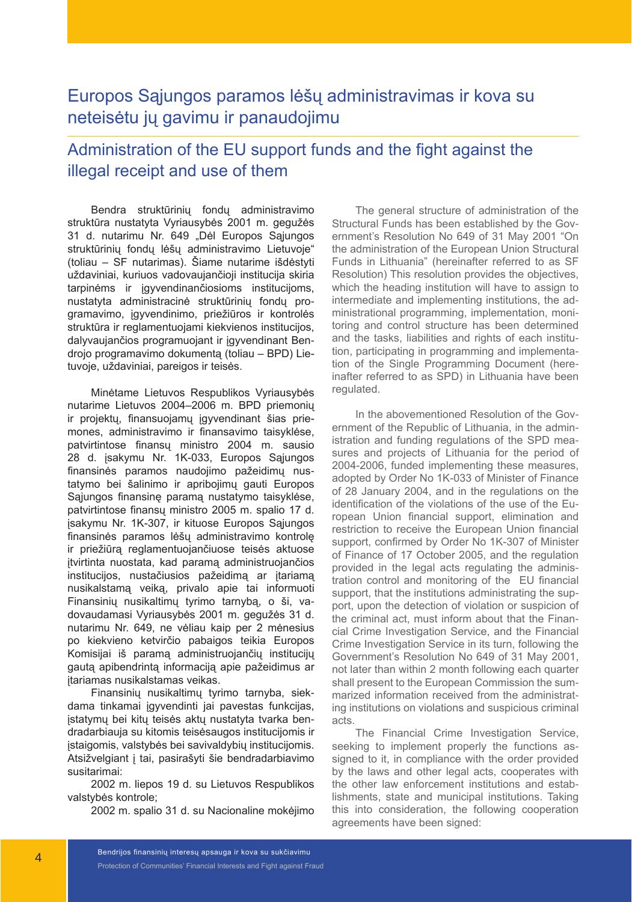## Europos Sąjungos paramos lėšų administravimas ir kova su neteisėtu jų gavimu ir panaudojimu

## Administration of the EU support funds and the fight against the illegal receipt and use of them

Bendra struktūrinių fondų administravimo struktūra nustatyta Vyriausybės 2001 m. gegužės 31 d. nutarimu Nr. 649 „Dėl Europos Sąjungos struktūrinių fondų lėšų administravimo Lietuvoje" (toliau – SF nutarimas). Šiame nutarime išdėstyti uždaviniai, kuriuos vadovaujančioji institucija skiria tarpinėms ir įgyvendinančiosioms institucijoms, nustatyta administracinė struktūrinių fondų programavimo, įgyvendinimo, priežiūros ir kontrolės struktūra ir reglamentuojami kiekvienos institucijos, dalyvaujančios programuojant ir įgyvendinant Bendrojo programavimo dokumentą (toliau – BPD) Lietuvoje, uždaviniai, pareigos ir teisės.

Minėtame Lietuvos Respublikos Vyriausybės nutarime Lietuvos 2004–2006 m. BPD priemonių ir projektų, finansuojamų įgyvendinant šias priemones, administravimo ir finansavimo taisyklėse, patvirtintose finansų ministro 2004 m. sausio 28 d. įsakymu Nr. 1K-033, Europos Sąjungos finansinės paramos naudojimo pažeidimų nustatymo bei šalinimo ir apribojimų gauti Europos Sąjungos finansinę paramą nustatymo taisyklėse, patvirtintose finansų ministro 2005 m. spalio 17 d. įsakymu Nr. 1K-307, ir kituose Europos Sąjungos finansinės paramos lėšų administravimo kontrolę ir priežiūrą reglamentuojančiuose teisės aktuose įtvirtinta nuostata, kad paramą administruojančios institucijos, nustačiusios pažeidimą ar įtariamą nusikalstamą veiką, privalo apie tai informuoti Finansinių nusikaltimų tyrimo tarnybą, o ši, vadovaudamasi Vyriausybės 2001 m. gegužės 31 d. nutarimu Nr. 649, ne vėliau kaip per 2 mėnesius po kiekvieno ketvirčio pabaigos teikia Europos Komisijai iš paramą administruojančių institucijų gautą apibendrintą informaciją apie pažeidimus ar įtariamas nusikalstamas veikas.

Finansinių nusikaltimų tyrimo tarnyba, siekdama tinkamai įgyvendinti jai pavestas funkcijas, įstatymų bei kitų teisės aktų nustatyta tvarka bendradarbiauja su kitomis teisėsaugos institucijomis ir įstaigomis, valstybės bei savivaldybių institucijomis. Atsižvelgiant į tai, pasirašyti šie bendradarbiavimo susitarimai:

2002 m. liepos 19 d. su Lietuvos Respublikos valstybės kontrole;

2002 m. spalio 31 d. su Nacionaline mokėjimo

The general structure of administration of the Structural Funds has been established by the Government's Resolution No 649 of 31 May 2001 "On the administration of the European Union Structural Funds in Lithuania" (hereinafter referred to as SF Resolution) This resolution provides the objectives, which the heading institution will have to assign to intermediate and implementing institutions, the administrational programming, implementation, monitoring and control structure has been determined and the tasks, liabilities and rights of each institution, participating in programming and implementation of the Single Programming Document (hereinafter referred to as SPD) in Lithuania have been regulated.

In the abovementioned Resolution of the Government of the Republic of Lithuania, in the administration and funding regulations of the SPD measures and projects of Lithuania for the period of 2004-2006, funded implementing these measures, adopted by Order No 1K-033 of Minister of Finance of 28 January 2004, and in the regulations on the identification of the violations of the use of the European Union financial support, elimination and restriction to receive the European Union financial support, confirmed by Order No 1K-307 of Minister of Finance of 17 October 2005, and the regulation provided in the legal acts regulating the administration control and monitoring of the EU financial support, that the institutions administrating the support, upon the detection of violation or suspicion of the criminal act, must inform about that the Financial Crime Investigation Service, and the Financial Crime Investigation Service in its turn, following the Government's Resolution No 649 of 31 May 2001, not later than within 2 month following each quarter shall present to the European Commission the summarized information received from the administrating institutions on violations and suspicious criminal acts.

The Financial Crime Investigation Service, seeking to implement properly the functions assigned to it, in compliance with the order provided by the laws and other legal acts, cooperates with the other law enforcement institutions and establishments, state and municipal institutions. Taking this into consideration, the following cooperation agreements have been signed: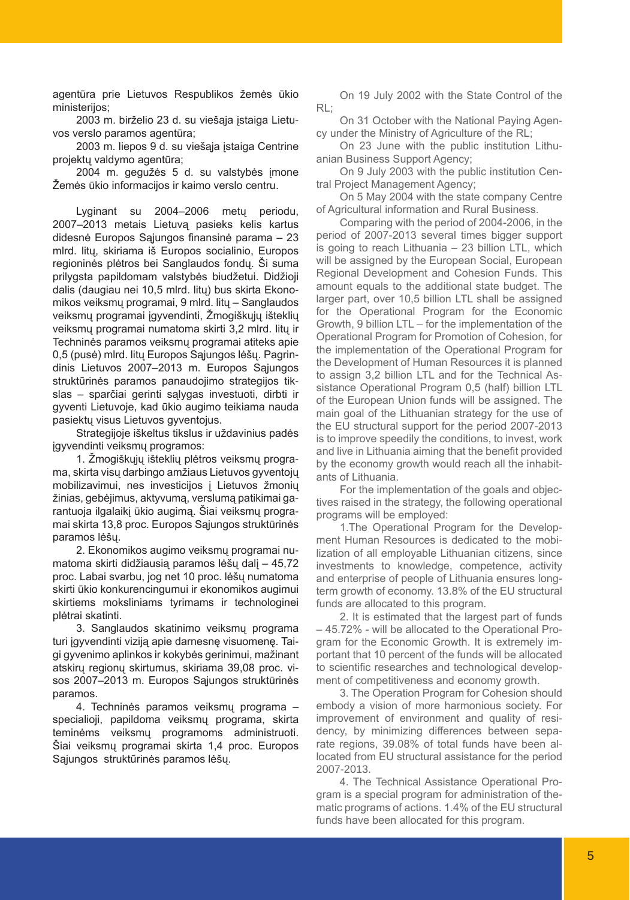agentūra prie Lietuvos Respublikos žemės ūkio ministerijos;

2003 m. birželio 23 d. su viešąja įstaiga Lietuvos verslo paramos agentūra;

2003 m. liepos 9 d. su viešąja įstaiga Centrine projektų valdymo agentūra;

2004 m. gegužės 5 d. su valstybės įmone Žemės ūkio informacijos ir kaimo verslo centru.

Lyginant su 2004–2006 metų periodu, 2007–2013 metais Lietuvą pasieks kelis kartus didesnė Europos Sąjungos finansinė parama – 23 mlrd. litų, skiriama iš Europos socialinio, Europos regioninės plėtros bei Sanglaudos fondų. Ši suma prilygsta papildomam valstybės biudžetui. Didžioji dalis (daugiau nei 10,5 mlrd. litų) bus skirta Ekonomikos veiksmų programai, 9 mlrd. litų – Sanglaudos veiksmų programai įgyvendinti, Žmogiškųjų išteklių veiksmų programai numatoma skirti 3,2 mlrd. litų ir Techninės paramos veiksmų programai atiteks apie 0,5 (pusė) mlrd. litų Europos Sąjungos lėšų. Pagrindinis Lietuvos 2007–2013 m. Europos Sąjungos struktūrinės paramos panaudojimo strategijos tikslas – sparčiai gerinti sąlygas investuoti, dirbti ir gyventi Lietuvoje, kad ūkio augimo teikiama nauda pasiektų visus Lietuvos gyventojus.

Strategijoje iškeltus tikslus ir uždavinius padės įgyvendinti veiksmų programos:

1. Žmogiškųjų išteklių plėtros veiksmų programa, skirta visų darbingo amžiaus Lietuvos gyventojų mobilizavimui, nes investicijos į Lietuvos žmonių žinias, gebėjimus, aktyvumą, verslumą patikimai garantuoja ilgalaikį ūkio augimą. Šiai veiksmų programai skirta 13,8 proc. Europos Sąjungos struktūrinės paramos lėšų.

2. Ekonomikos augimo veiksmų programai numatoma skirti didžiausią paramos lėšų dalį – 45,72 proc. Labai svarbu, jog net 10 proc. lėšų numatoma skirti ūkio konkurencingumui ir ekonomikos augimui skirtiems moksliniams tyrimams ir technologinei plėtrai skatinti.

3. Sanglaudos skatinimo veiksmų programa turi įgyvendinti viziją apie darnesnę visuomenę. Taigi gyvenimo aplinkos ir kokybės gerinimui, mažinant atskirų regionų skirtumus, skiriama 39,08 proc. visos 2007–2013 m. Europos Sąjungos struktūrinės paramos.

4. Techninės paramos veiksmų programa – specialioji, papildoma veiksmų programa, skirta teminėms veiksmų programoms administruoti. Šiai veiksmų programai skirta 1,4 proc. Europos Sąjungos struktūrinės paramos lėšų.

On 19 July 2002 with the State Control of the RL;

On 31 October with the National Paying Agency under the Ministry of Agriculture of the RL;

On 23 June with the public institution Lithuanian Business Support Agency;

On 9 July 2003 with the public institution Central Project Management Agency;

On 5 May 2004 with the state company Centre of Agricultural information and Rural Business.

Comparing with the period of 2004-2006, in the period of 2007-2013 several times bigger support is going to reach Lithuania – 23 billion LTL, which will be assigned by the European Social, European Regional Development and Cohesion Funds. This amount equals to the additional state budget. The larger part, over 10,5 billion LTL shall be assigned for the Operational Program for the Economic Growth, 9 billion LTL – for the implementation of the Operational Program for Promotion of Cohesion, for the implementation of the Operational Program for the Development of Human Resources it is planned to assign 3,2 billion LTL and for the Technical Assistance Operational Program 0,5 (half) billion LTL of the European Union funds will be assigned. The main goal of the Lithuanian strategy for the use of the EU structural support for the period 2007-2013 is to improve speedily the conditions, to invest, work and live in Lithuania aiming that the benefit provided by the economy growth would reach all the inhabitants of Lithuania.

For the implementation of the goals and objectives raised in the strategy, the following operational programs will be employed:

1.The Operational Program for the Development Human Resources is dedicated to the mobilization of all employable Lithuanian citizens, since investments to knowledge, competence, activity and enterprise of people of Lithuania ensures long-term growth of economy. 13.8% of the EU structural funds are allocated to this program.

2. It is estimated that the largest part of funds – 45.72% - will be allocated to the Operational Program for the Economic Growth. It is extremely important that 10 percent of the funds will be allocated to scientific researches and technological development of competitiveness and economy growth.

3. The Operation Program for Cohesion should embody a vision of more harmonious society. For improvement of environment and quality of residency, by minimizing differences between separate regions, 39.08% of total funds have been allocated from EU structural assistance for the period 2007-2013.

4. The Technical Assistance Operational Program is a special program for administration of thematic programs of actions. 1.4% of the EU structural funds have been allocated for this program.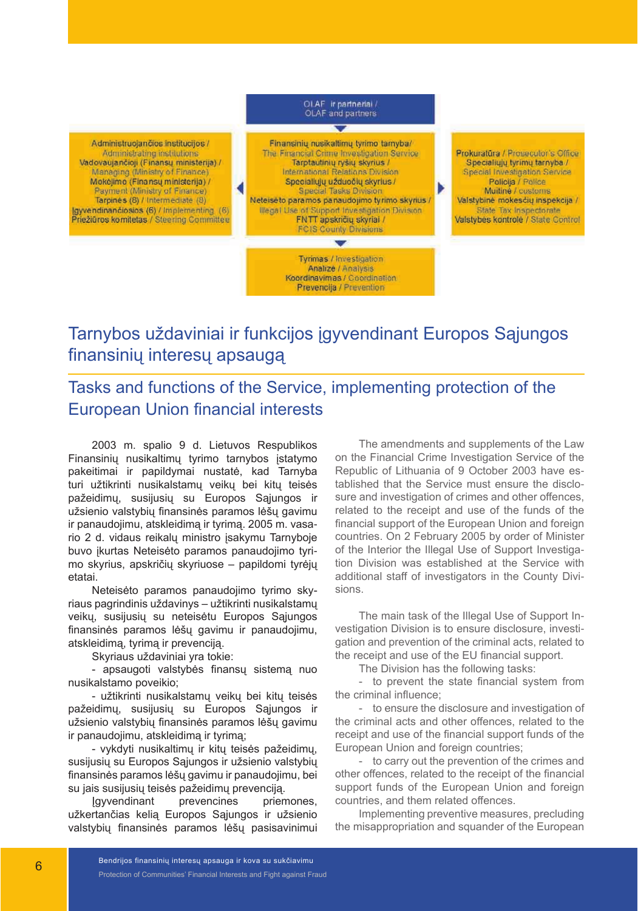OLAF ir partneriai / OLAF and partners

| Administruojančios institucijos / Administrating institutions | Finansinių nusikaltimų tyrimo tarnyba/ The Financial Crime Investigation Service | Prokuratūra / Prosecutor's Office |
| --- | --- | --- |
| Vadovaujančioji (Finansų ministerija) / Managing (Ministry of Finance) | Tarptautinių ryšių skyrius / International Relations Division | Specialiųjų tyrimų tarnyba / Special Investigation Service |
| Mokėjimo (Finansų ministerija) / Payment (Ministry of Finance) | Specialiųjų užduočių skyrius / Special Tasks Division | Policija / Police |
| Tarpinės (8) / Intermediate (8) | Neteisėto paramos panaudojimo tyrimo skyrius / Illegal Use of Support Investigation Division | Muitinė / customs |
| Įgyvendinančiosios (6) / Implementing (6) | FNTT apskričių skyriai / FCIS County Divisions | Valstybinė mokesčių inspekcija / State Tax Inspectorate |
| Priežiūros komitetas / Steering Committee | | Valstybės kontrolė / State Control |

Tyrimas / Investigation
Analizė / Analysis
Koordinavimas / Coordination
Prevencija / Prevention

## Tarnybos uždaviniai ir funkcijos įgyvendinant Europos Sąjungos finansinių interesų apsaugą

## Tasks and functions of the Service, implementing protection of the European Union financial interests

2003 m. spalio 9 d. Lietuvos Respublikos Finansinių nusikaltimų tyrimo tarnybos įstatymo pakeitimai ir papildymai nustatė, kad Tarnyba turi užtikrinti nusikalstamų veikų bei kitų teisės pažeidimų, susijusių su Europos Sąjungos ir užsienio valstybių finansinės paramos lėšų gavimu ir panaudojimu, atskleidimą ir tyrimą. 2005 m. vasario 2 d. vidaus reikalų ministro įsakymu Tarnyboje buvo įkurtas Neteisėto paramos panaudojimo tyrimo skyrius, apskričių skyriuose – papildomi tyrėjų etatai.

Neteisėto paramos panaudojimo tyrimo skyriaus pagrindinis uždavinys – užtikrinti nusikalstamų veikų, susijusių su neteisėtu Europos Sąjungos finansinės paramos lėšų gavimu ir panaudojimu, atskleidimą, tyrimą ir prevenciją.

Skyriaus uždaviniai yra tokie:

- apsaugoti valstybės finansų sistemą nuo nusikalstamo poveikio;
- užtikrinti nusikalstamų veikų bei kitų teisės pažeidimų, susijusių su Europos Sąjungos ir užsienio valstybių finansinės paramos lėšų gavimu ir panaudojimu, atskleidimą ir tyrimą;
- vykdyti nusikaltimų ir kitų teisės pažeidimų, susijusių su Europos Sąjungos ir užsienio valstybių finansinės paramos lėšų gavimu ir panaudojimu, bei su jais susijusių teisės pažeidimų prevenciją.

Įgyvendinant prevencines priemones, užkertančias kelią Europos Sąjungos ir užsienio valstybių finansinės paramos lėšų pasisavinimui

The amendments and supplements of the Law on the Financial Crime Investigation Service of the Republic of Lithuania of 9 October 2003 have established that the Service must ensure the disclosure and investigation of crimes and other offences, related to the receipt and use of the funds of the financial support of the European Union and foreign countries. On 2 February 2005 by order of Minister of the Interior the Illegal Use of Support Investigation Division was established at the Service with additional staff of investigators in the County Divisions.

The main task of the Illegal Use of Support Investigation Division is to ensure disclosure, investigation and prevention of the criminal acts, related to the receipt and use of the EU financial support.

The Division has the following tasks:

- to prevent the state financial system from the criminal influence;
- to ensure the disclosure and investigation of the criminal acts and other offences, related to the receipt and use of the financial support funds of the European Union and foreign countries;
- to carry out the prevention of the crimes and other offences, related to the receipt of the financial support funds of the European Union and foreign countries, and them related offences.

Implementing preventive measures, precluding the misappropriation and squander of the European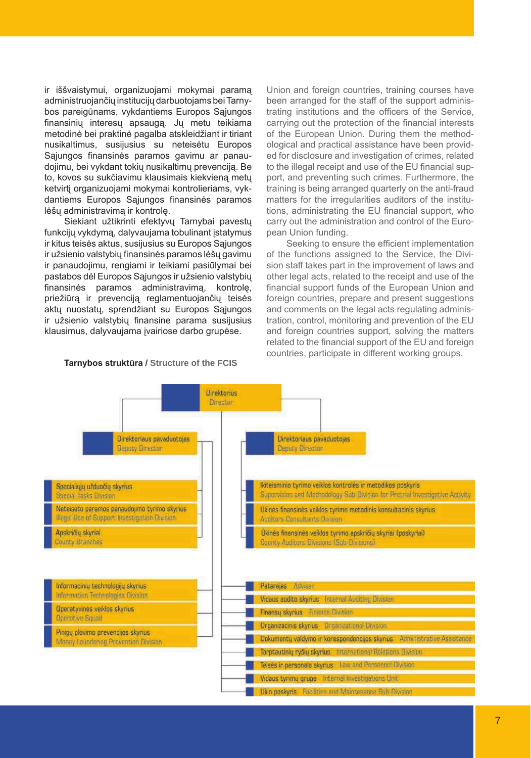ir iššvaistymui, organizuojami mokymai paramą administruojančių institucijų darbuotojams bei Tarnybos pareigūnams, vykdantiems Europos Sąjungos finansinių interesų apsaugą. Jų metu teikiama metodinė bei praktinė pagalba atskleidžiant ir tiriant nusikaltimus, susijusius su neteisėtu Europos Sąjungos finansinės paramos gavimu ar panaudojimu, bei vykdant tokių nusikaltimų prevenciją. Be to, kovos su sukčiavimu klausimais kiekvieną metų ketvirtį organizuojami mokymai kontrolieriams, vykdantiems Europos Sąjungos finansinės paramos lėšų administravimą ir kontrolę.

Siekiant užtikrinti efektyvų Tarnybai pavestų funkcijų vykdymą, dalyvaujama tobulinant įstatymus ir kitus teisės aktus, susijusius su Europos Sąjungos ir užsienio valstybių finansinės paramos lėšų gavimu ir panaudojimu, rengiami ir teikiami pasiūlymai bei pastabos dėl Europos Sąjungos ir užsienio valstybių finansinės paramos administravimą, kontrolę, priežiūrą ir prevenciją reglamentuojančių teisės aktų nuostatų, sprendžiant su Europos Sąjungos ir užsienio valstybių finansine parama susijusius klausimus, dalyvaujama įvairiose darbo grupėse.

Union and foreign countries, training courses have been arranged for the staff of the support administrating institutions and the officers of the Service, carrying out the protection of the financial interests of the European Union. During them the methodological and practical assistance have been provided for disclosure and investigation of crimes, related to the illegal receipt and use of the EU financial support, and preventing such crimes. Furthermore, the training is being arranged quarterly on the anti-fraud matters for the irregularities auditors of the institutions, administrating the EU financial support, who carry out the administration and control of the European Union funding.

Seeking to ensure the efficient implementation of the functions assigned to the Service, the Division staff takes part in the improvement of laws and other legal acts, related to the receipt and use of the financial support funds of the European Union and foreign countries, prepare and present suggestions and comments on the legal acts regulating administration, control, monitoring and prevention of the EU and foreign countries support, solving the matters related to the financial support of the EU and foreign countries, participate in different working groups.

**Tarnybos struktūra / Structure of the FCIS**

- Direktorius / Director
  - Direktoriaus pavaduotojas / Deputy Director
    - Specialiųjų užduočių skyrius / Special Tasks Division
    - Neteisėto paramos panaudojimo tyrimo skyrius / Illegal Use of Support Investigation Division
    - Apskričių skyriai / County Branches
  - Direktoriaus pavaduotojas / Deputy Director
    - Ikiteisminio tyrimo veiklos kontrolės ir metodikos poskyris / Supervision and Methodology Sub-Division for Pretrial Investigative Activity
    - Ūkinės finansinės veiklos tyrimo metodinis konsultacinis skyrius / Auditors Consultants Division
    - Ūkinės finansinės veiklos tyrimo apskričių skyriai (poskyriai) / County Auditors Divisions (Sub-Divisions)
  - Informacinių technologijų skyrius / Information Technologies Division
  - Operatyvinės veiklos skyrius / Operative Squad
  - Pinigų plovimo prevencijos skyrius / Money Laundering Prevention Division
  - Patarėjas / Adviser
  - Vidaus audito skyrius / Internal Auditing Division
  - Finansų skyrius / Finance Division
  - Organizacinis skyrius / Organizational Division
  - Dokumentų valdymo ir korespondencijos skyrius / Administrative Assistance
  - Tarptautinių ryšių skyrius / International Relations Division
  - Teisės ir personalo skyrius / Law and Personnel Division
  - Vidaus tyrimų grupė / Internal Investigations Unit
  - Ūkio poskyris / Facilities and Maintenance Sub-Division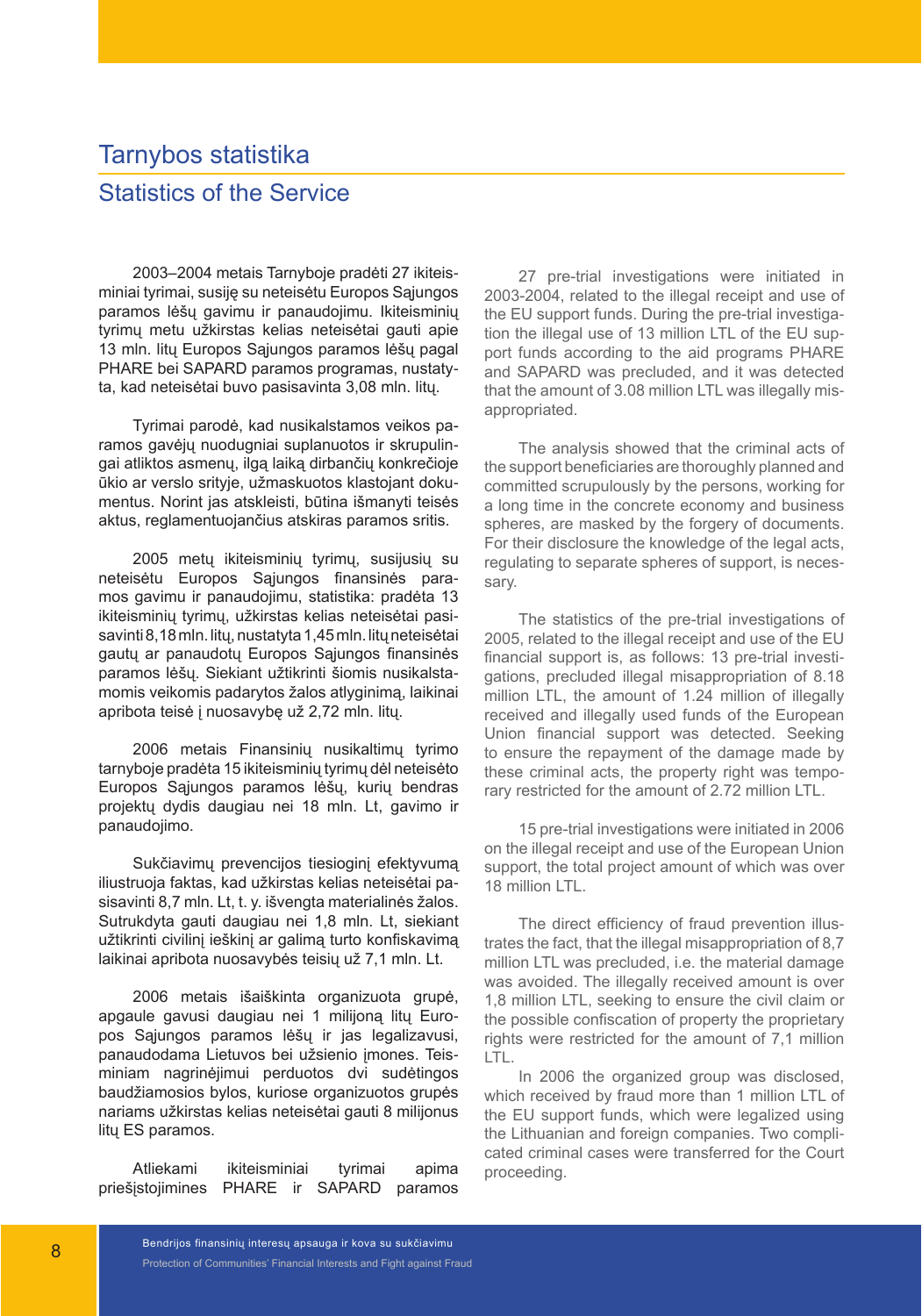# Tarnybos statistika

# Statistics of the Service

2003–2004 metais Tarnyboje pradėti 27 ikiteisminiai tyrimai, susiję su neteisėtu Europos Sąjungos paramos lėšų gavimu ir panaudojimu. Ikiteisminių tyrimų metu užkirstas kelias neteisėtai gauti apie 13 mln. litų Europos Sąjungos paramos lėšų pagal PHARE bei SAPARD paramos programas, nustatyta, kad neteisėtai buvo pasisavinta 3,08 mln. litų.

Tyrimai parodė, kad nusikalstamos veikos paramos gavėjų nuodugniai suplanuotos ir skrupulingai atliktos asmenų, ilgą laiką dirbančių konkrečioje ūkio ar verslo srityje, užmaskuotos klastojant dokumentus. Norint jas atskleisti, būtina išmanyti teisės aktus, reglamentuojančius atskiras paramos sritis.

2005 metų ikiteisminių tyrimų, susijusių su neteisėtu Europos Sąjungos finansinės paramos gavimu ir panaudojimu, statistika: pradėta 13 ikiteisminių tyrimų, užkirstas kelias neteisėtai pasisavinti 8,18 mln. litų, nustatyta 1,45 mln. litų neteisėtai gautų ar panaudotų Europos Sąjungos finansinės paramos lėšų. Siekiant užtikrinti šiomis nusikalstamomis veikomis padarytos žalos atlyginimą, laikinai apribota teisė į nuosavybę už 2,72 mln. litų.

2006 metais Finansinių nusikaltimų tyrimo tarnyboje pradėta 15 ikiteisminių tyrimų dėl neteisėto Europos Sąjungos paramos lėšų, kurių bendras projektų dydis daugiau nei 18 mln. Lt, gavimo ir panaudojimo.

Sukčiavimų prevencijos tiesioginį efektyvumą iliustruoja faktas, kad užkirstas kelias neteisėtai pasisavinti 8,7 mln. Lt, t. y. išvengta materialinės žalos. Sutrukdyta gauti daugiau nei 1,8 mln. Lt, siekiant užtikrinti civilinį ieškinį ar galimą turto konfiskavimą laikinai apribota nuosavybės teisių už 7,1 mln. Lt.

2006 metais išaiškinta organizuota grupė, apgaule gavusi daugiau nei 1 milijoną litų Europos Sąjungos paramos lėšų ir jas legalizavusi, panaudodama Lietuvos bei užsienio įmones. Teisminiam nagrinėjimui perduotos dvi sudėtingos baudžiamosios bylos, kuriose organizuotos grupės nariams užkirstas kelias neteisėtai gauti 8 milijonus litų ES paramos.

Atliekami ikiteisminiai tyrimai apima priešįstojimines PHARE ir SAPARD paramos

27 pre-trial investigations were initiated in 2003-2004, related to the illegal receipt and use of the EU support funds. During the pre-trial investigation the illegal use of 13 million LTL of the EU support funds according to the aid programs PHARE and SAPARD was precluded, and it was detected that the amount of 3.08 million LTL was illegally misappropriated.

The analysis showed that the criminal acts of the support beneficiaries are thoroughly planned and committed scrupulously by the persons, working for a long time in the concrete economy and business spheres, are masked by the forgery of documents. For their disclosure the knowledge of the legal acts, regulating to separate spheres of support, is necessary.

The statistics of the pre-trial investigations of 2005, related to the illegal receipt and use of the EU financial support is, as follows: 13 pre-trial investigations, precluded illegal misappropriation of 8.18 million LTL, the amount of 1.24 million of illegally received and illegally used funds of the European Union financial support was detected. Seeking to ensure the repayment of the damage made by these criminal acts, the property right was temporary restricted for the amount of 2.72 million LTL.

15 pre-trial investigations were initiated in 2006 on the illegal receipt and use of the European Union support, the total project amount of which was over 18 million LTL.

The direct efficiency of fraud prevention illustrates the fact, that the illegal misappropriation of 8,7 million LTL was precluded, i.e. the material damage was avoided. The illegally received amount is over 1,8 million LTL, seeking to ensure the civil claim or the possible confiscation of property the proprietary rights were restricted for the amount of 7,1 million LTL.

In 2006 the organized group was disclosed, which received by fraud more than 1 million LTL of the EU support funds, which were legalized using the Lithuanian and foreign companies. Two complicated criminal cases were transferred for the Court proceeding.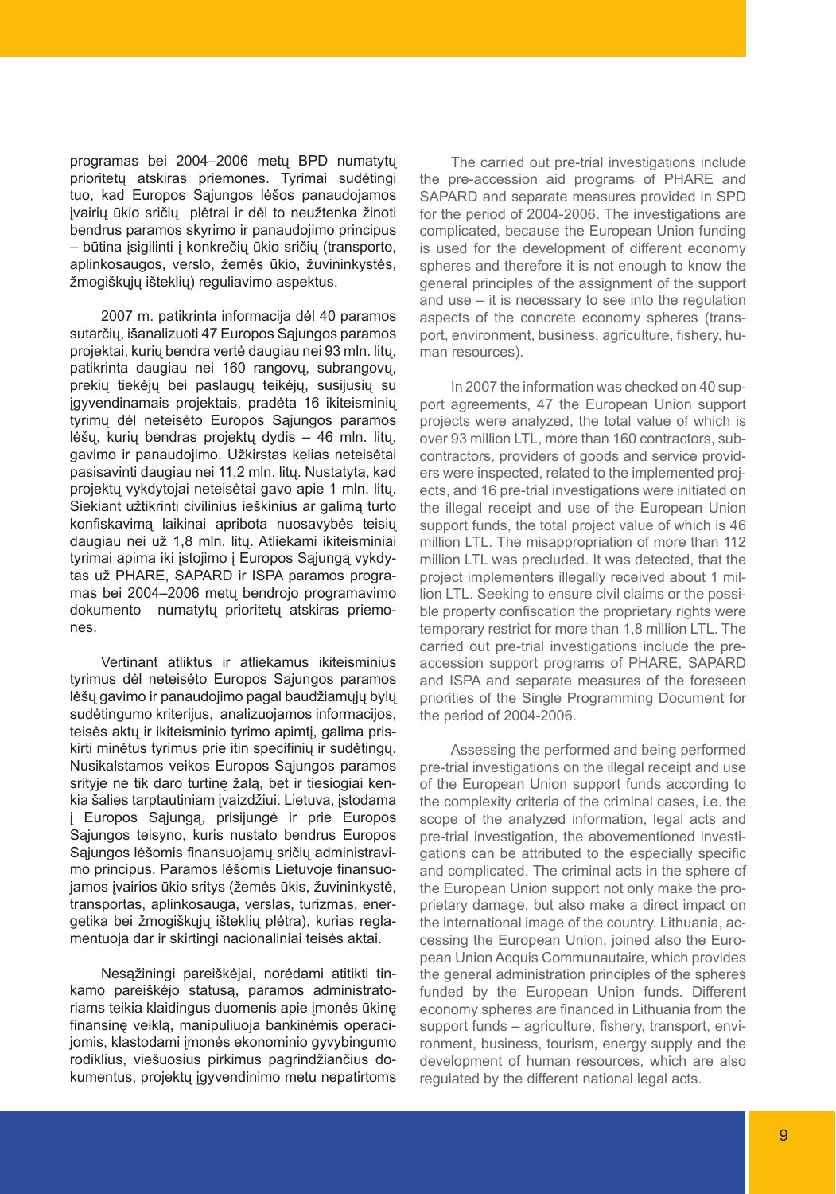programas bei 2004–2006 metų BPD numatytų prioritetų atskiras priemones. Tyrimai sudėtingi tuo, kad Europos Sąjungos lėšos panaudojamos įvairių ūkio sričių plėtrai ir dėl to neužtenka žinoti bendrus paramos skyrimo ir panaudojimo principus – būtina įsigilinti į konkrečių ūkio sričių (transporto, aplinkosaugos, verslo, žemės ūkio, žuvininkystės, žmogiškųjų išteklių) reguliavimo aspektus.

2007 m. patikrinta informacija dėl 40 paramos sutarčių, išanalizuoti 47 Europos Sąjungos paramos projektai, kurių bendra vertė daugiau nei 93 mln. litų, patikrinta daugiau nei 160 rangovų, subrangovų, prekių tiekėjų bei paslaugų teikėjų, susijusių su įgyvendinamais projektais, pradėta 16 ikiteisminių tyrimų dėl neteisėto Europos Sąjungos paramos lėšų, kurių bendras projektų dydis – 46 mln. litų, gavimo ir panaudojimo. Užkirstas kelias neteisėtai pasisavinti daugiau nei 11,2 mln. litų. Nustatyta, kad projektų vykdytojai neteisėtai gavo apie 1 mln. litų. Siekiant užtikrinti civilinius ieškinius ar galimą turto konfiskavimą laikinai apribota nuosavybės teisių daugiau nei už 1,8 mln. litų. Atliekami ikiteisminiai tyrimai apima iki įstojimo į Europos Sąjungą vykdytas už PHARE, SAPARD ir ISPA paramos programas bei 2004–2006 metų bendrojo programavimo dokumento numatytų prioritetų atskiras priemones.

Vertinant atliktus ir atliekamus ikiteisminius tyrimus dėl neteisėto Europos Sąjungos paramos lėšų gavimo ir panaudojimo pagal baudžiamųjų bylų sudėtingumo kriterijus, analizuojamos informacijos, teisės aktų ir ikiteisminio tyrimo apimtį, galima priskirti minėtus tyrimus prie itin specifinių ir sudėtingų. Nusikalstamos veikos Europos Sąjungos paramos srityje ne tik daro turtinę žalą, bet ir tiesiogiai kenkia šalies tarptautiniam įvaizdžiui. Lietuva, įstodama į Europos Sąjungą, prisijungė ir prie Europos Sąjungos teisyno, kuris nustato bendrus Europos Sąjungos lėšomis finansuojamų sričių administravimo principus. Paramos lėšomis Lietuvoje finansuojamos įvairios ūkio sritys (žemės ūkis, žuvininkystė, transportas, aplinkosauga, verslas, turizmas, energetika bei žmogiškųjų išteklių plėtra), kurias reglamentuoja dar ir skirtingi nacionaliniai teisės aktai.

Nesąžiningi pareiškėjai, norėdami atitikti tinkamo pareiškėjo statusą, paramos administratoriams teikia klaidingus duomenis apie įmonės ūkinę finansinę veiklą, manipuliuoja bankinėmis operacijomis, klastodami įmonės ekonominio gyvybingumo rodiklius, viešuosius pirkimus pagrindžiančius dokumentus, projektų įgyvendinimo metu nepatirtomis

The carried out pre-trial investigations include the pre-accession aid programs of PHARE and SAPARD and separate measures provided in SPD for the period of 2004-2006. The investigations are complicated, because the European Union funding is used for the development of different economy spheres and therefore it is not enough to know the general principles of the assignment of the support and use – it is necessary to see into the regulation aspects of the concrete economy spheres (transport, environment, business, agriculture, fishery, human resources).

In 2007 the information was checked on 40 support agreements, 47 the European Union support projects were analyzed, the total value of which is over 93 million LTL, more than 160 contractors, subcontractors, providers of goods and service providers were inspected, related to the implemented projects, and 16 pre-trial investigations were initiated on the illegal receipt and use of the European Union support funds, the total project value of which is 46 million LTL. The misappropriation of more than 112 million LTL was precluded. It was detected, that the project implementers illegally received about 1 million LTL. Seeking to ensure civil claims or the possible property confiscation the proprietary rights were temporary restrict for more than 1,8 million LTL. The carried out pre-trial investigations include the pre-accession support programs of PHARE, SAPARD and ISPA and separate measures of the foreseen priorities of the Single Programming Document for the period of 2004-2006.

Assessing the performed and being performed pre-trial investigations on the illegal receipt and use of the European Union support funds according to the complexity criteria of the criminal cases, i.e. the scope of the analyzed information, legal acts and pre-trial investigation, the abovementioned investigations can be attributed to the especially specific and complicated. The criminal acts in the sphere of the European Union support not only make the proprietary damage, but also make a direct impact on the international image of the country. Lithuania, accessing the European Union, joined also the European Union Acquis Communautaire, which provides the general administration principles of the spheres funded by the European Union funds. Different economy spheres are financed in Lithuania from the support funds – agriculture, fishery, transport, environment, business, tourism, energy supply and the development of human resources, which are also regulated by the different national legal acts.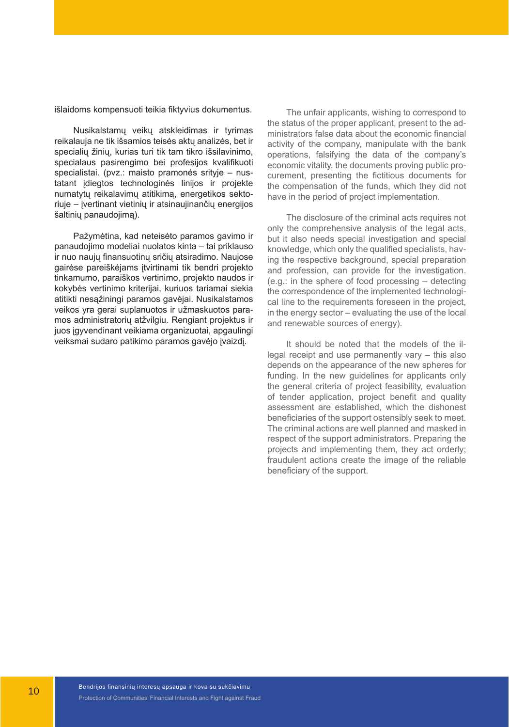išlaidoms kompensuoti teikia fiktyvius dokumentus.

Nusikalstamų veikų atskleidimas ir tyrimas reikalauja ne tik išsamios teisės aktų analizės, bet ir specialių žinių, kurias turi tik tam tikro išsilavinimo, specialaus pasirengimo bei profesijos kvalifikuoti specialistai. (pvz.: maisto pramonės srityje – nustatant įdiegtos technologinės linijos ir projekte numatytų reikalavimų atitikimą, energetikos sektoriuje – įvertinant vietinių ir atsinaujinančių energijos šaltinių panaudojimą).

Pažymėtina, kad neteisėto paramos gavimo ir panaudojimo modeliai nuolatos kinta – tai priklauso ir nuo naujų finansuotinų sričių atsiradimo. Naujose gairėse pareiškėjams įtvirtinami tik bendri projekto tinkamumo, paraiškos vertinimo, projekto naudos ir kokybės vertinimo kriterijai, kuriuos tariamai siekia atitikti nesąžiningi paramos gavėjai. Nusikalstamos veikos yra gerai suplanuotos ir užmaskuotos paramos administratorių atžvilgiu. Rengiant projektus ir juos įgyvendinant veikiama organizuotai, apgaulingi veiksmai sudaro patikimo paramos gavėjo įvaizdį.

The unfair applicants, wishing to correspond to the status of the proper applicant, present to the administrators false data about the economic financial activity of the company, manipulate with the bank operations, falsifying the data of the company's economic vitality, the documents proving public procurement, presenting the fictitious documents for the compensation of the funds, which they did not have in the period of project implementation.

The disclosure of the criminal acts requires not only the comprehensive analysis of the legal acts, but it also needs special investigation and special knowledge, which only the qualified specialists, having the respective background, special preparation and profession, can provide for the investigation. (e.g.: in the sphere of food processing – detecting the correspondence of the implemented technological line to the requirements foreseen in the project, in the energy sector – evaluating the use of the local and renewable sources of energy).

It should be noted that the models of the illegal receipt and use permanently vary – this also depends on the appearance of the new spheres for funding. In the new guidelines for applicants only the general criteria of project feasibility, evaluation of tender application, project benefit and quality assessment are established, which the dishonest beneficiaries of the support ostensibly seek to meet. The criminal actions are well planned and masked in respect of the support administrators. Preparing the projects and implementing them, they act orderly; fraudulent actions create the image of the reliable beneficiary of the support.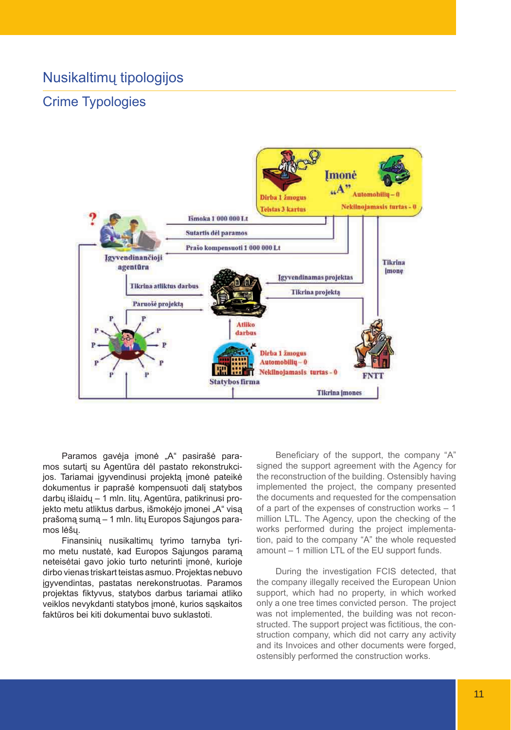## Nusikaltimų tipologijos

## Crime Typologies

Paramos gavėja įmonė „A" pasirašė paramos sutartį su Agentūra dėl pastato rekonstrukcijos. Tariamai įgyvendinusi projektą įmonė pateikė dokumentus ir paprašė kompensuoti dalį statybos darbų išlaidų – 1 mln. litų. Agentūra, patikrinusi projekto metu atliktus darbus, išmokėjo įmonei „A" visą prašomą sumą – 1 mln. litų Europos Sąjungos paramos lėšų.

Finansinių nusikaltimų tyrimo tarnyba tyrimo metu nustatė, kad Europos Sąjungos paramą neteisėtai gavo jokio turto neturinti įmonė, kurioje dirbo vienas triskart teistas asmuo. Projektas nebuvo įgyvendintas, pastatas nerekonstruotas. Paramos projektas fiktyvus, statybos darbus tariamai atliko veiklos nevykdanti statybos įmonė, kurios sąskaitos faktūros bei kiti dokumentai buvo suklastoti.

Beneficiary of the support, the company "A" signed the support agreement with the Agency for the reconstruction of the building. Ostensibly having implemented the project, the company presented the documents and requested for the compensation of a part of the expenses of construction works – 1 million LTL. The Agency, upon the checking of the works performed during the project implementation, paid to the company "A" the whole requested amount – 1 million LTL of the EU support funds.

During the investigation FCIS detected, that the company illegally received the European Union support, which had no property, in which worked only a one tree times convicted person. The project was not implemented, the building was not reconstructed. The support project was fictitious, the construction company, which did not carry any activity and its Invoices and other documents were forged, ostensibly performed the construction works.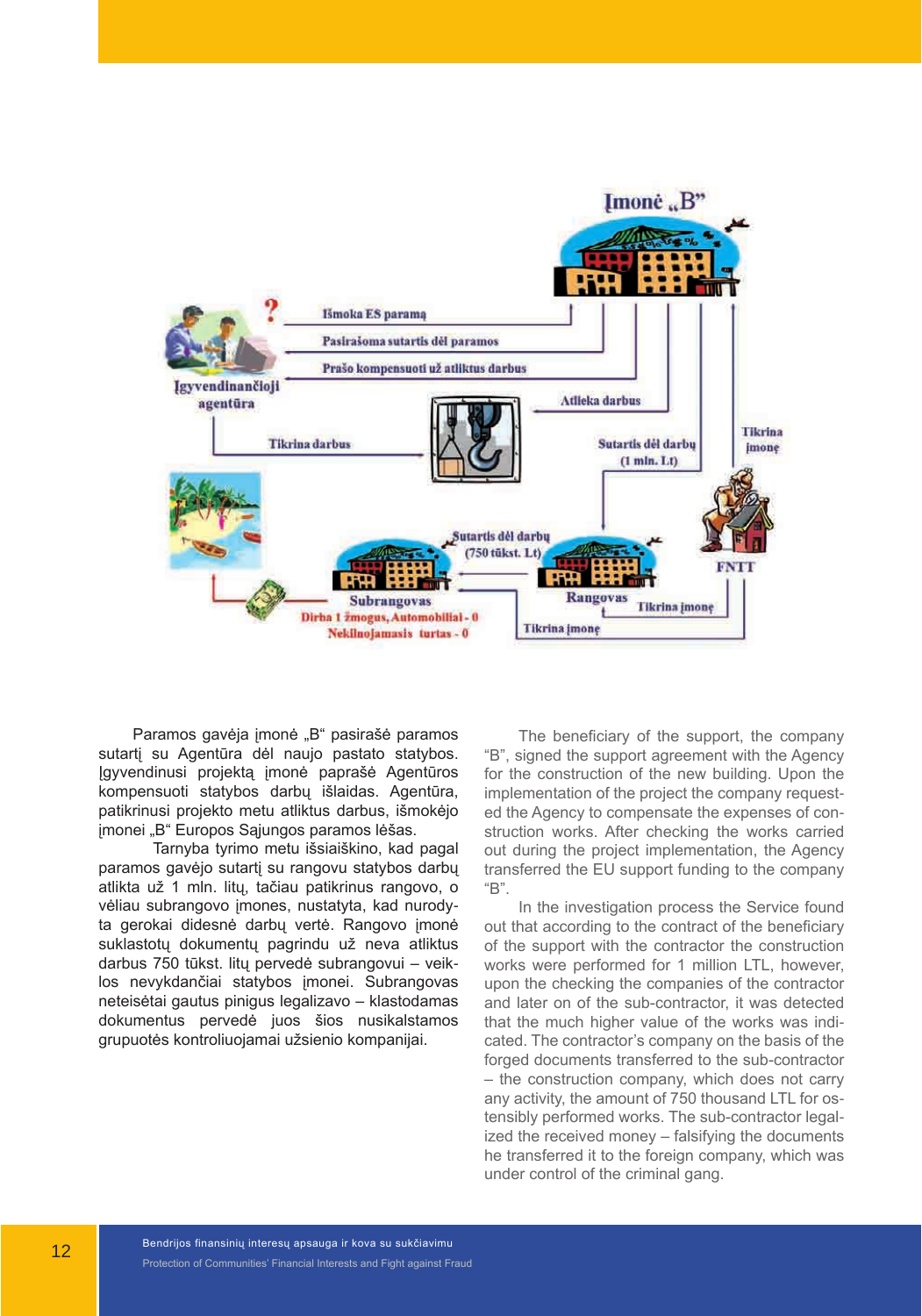Įmonė „B"

Išmoka ES paramą

Pasirašoma sutartis dėl paramos

Prašo kompensuoti už atliktus darbus

Įgyvendinančioji agentūra

Atlieka darbus

Tikrina darbus

Sutartis dėl darbų (1 mln. Lt)

Tikrina įmonę

FNTT

Sutartis dėl darbų (750 tūkst. Lt)

Subrangovas

Dirba 1 žmogus, Automobiliai - 0

Nekilnojamasis turtas - 0

Rangovas

Tikrina įmonę

Tikrina įmonę

Paramos gavėja įmonė „B" pasirašė paramos sutartį su Agentūra dėl naujo pastato statybos. Įgyvendinusi projektą įmonė paprašė Agentūros kompensuoti statybos darbų išlaidas. Agentūra, patikrinusi projekto metu atliktus darbus, išmokėjo įmonei „B" Europos Sąjungos paramos lėšas.

Tarnyba tyrimo metu išsiaiškino, kad pagal paramos gavėjo sutartį su rangovu statybos darbų atlikta už 1 mln. litų, tačiau patikrinus rangovo, o vėliau subrangovo įmones, nustatyta, kad nurodyta gerokai didesnė darbų vertė. Rangovo įmonė suklastotų dokumentų pagrindu už neva atliktus darbus 750 tūkst. litų pervedė subrangovui – veiklos nevykdančiai statybos įmonei. Subrangovas neteisėtai gautus pinigus legalizavo – klastodamas dokumentus pervedė juos šios nusikalstamos grupuotės kontroliuojamai užsienio kompanijai.

The beneficiary of the support, the company "B", signed the support agreement with the Agency for the construction of the new building. Upon the implementation of the project the company requested the Agency to compensate the expenses of construction works. After checking the works carried out during the project implementation, the Agency transferred the EU support funding to the company "B".

In the investigation process the Service found out that according to the contract of the beneficiary of the support with the contractor the construction works were performed for 1 million LTL, however, upon the checking the companies of the contractor and later on of the sub-contractor, it was detected that the much higher value of the works was indicated. The contractor's company on the basis of the forged documents transferred to the sub-contractor – the construction company, which does not carry any activity, the amount of 750 thousand LTL for ostensibly performed works. The sub-contractor legalized the received money – falsifying the documents he transferred it to the foreign company, which was under control of the criminal gang.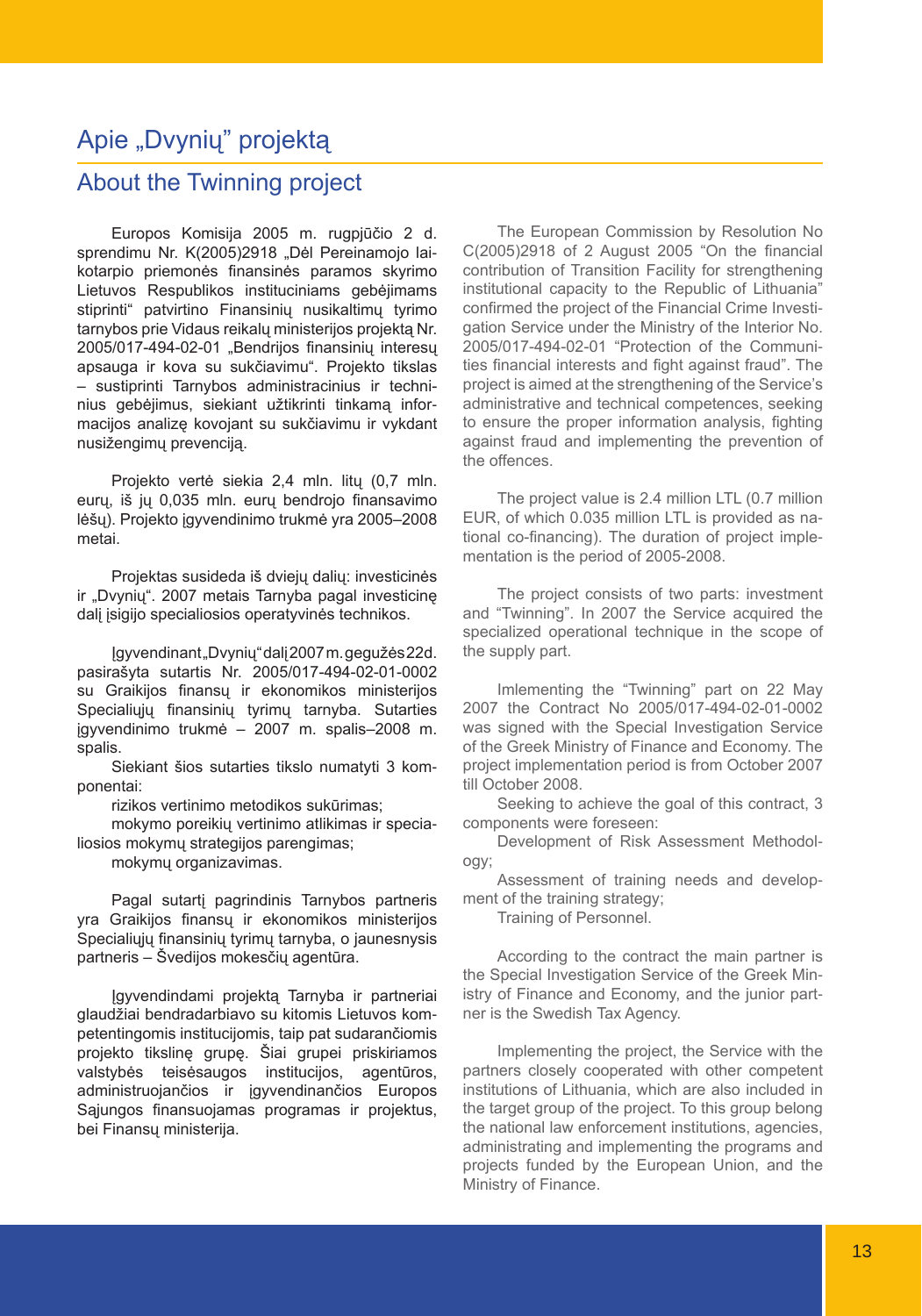## Apie „Dvynių" projektą

## About the Twinning project

Europos Komisija 2005 m. rugpjūčio 2 d. sprendimu Nr. K(2005)2918 „Dėl Pereinamojo laikotarpio priemonės finansinės paramos skyrimo Lietuvos Respublikos instituciniams gebėjimams stiprinti" patvirtino Finansinių nusikaltimų tyrimo tarnybos prie Vidaus reikalų ministerijos projektą Nr. 2005/017-494-02-01 „Bendrijos finansinių interesų apsauga ir kova su sukčiavimu". Projekto tikslas – sustiprinti Tarnybos administracinius ir techninius gebėjimus, siekiant užtikrinti tinkamą informacijos analizę kovojant su sukčiavimu ir vykdant nusižengimų prevenciją.

Projekto vertė siekia 2,4 mln. litų (0,7 mln. eurų, iš jų 0,035 mln. eurų bendrojo finansavimo lėšų). Projekto įgyvendinimo trukmė yra 2005–2008 metai.

Projektas susideda iš dviejų dalių: investicinės ir „Dvynių". 2007 metais Tarnyba pagal investicinę dalį įsigijo specialiosios operatyvinės technikos.

Įgyvendinant „Dvynių" dalį 2007 m. gegužės 22 d. pasirašyta sutartis Nr. 2005/017-494-02-01-0002 su Graikijos finansų ir ekonomikos ministerijos Specialiųjų finansinių tyrimų tarnyba. Sutarties įgyvendinimo trukmė – 2007 m. spalis–2008 m. spalis.

Siekiant šios sutarties tikslo numatyti 3 komponentai:

rizikos vertinimo metodikos sukūrimas;

mokymo poreikių vertinimo atlikimas ir specialiosios mokymų strategijos parengimas;

mokymų organizavimas.

Pagal sutartį pagrindinis Tarnybos partneris yra Graikijos finansų ir ekonomikos ministerijos Specialiųjų finansinių tyrimų tarnyba, o jaunesnysis partneris – Švedijos mokesčių agentūra.

Įgyvendindami projektą Tarnyba ir partneriai glaudžiai bendradarbiavo su kitomis Lietuvos kompetentingomis institucijomis, taip pat sudarančiomis projekto tikslinę grupę. Šiai grupei priskiriamos valstybės teisėsaugos institucijos, agentūros, administruojančios ir įgyvendinančios Europos Sąjungos finansuojamas programas ir projektus, bei Finansų ministerija.

The European Commission by Resolution No C(2005)2918 of 2 August 2005 "On the financial contribution of Transition Facility for strengthening institutional capacity to the Republic of Lithuania" confirmed the project of the Financial Crime Investigation Service under the Ministry of the Interior No. 2005/017-494-02-01 "Protection of the Communities financial interests and fight against fraud". The project is aimed at the strengthening of the Service's administrative and technical competences, seeking to ensure the proper information analysis, fighting against fraud and implementing the prevention of the offences.

The project value is 2.4 million LTL (0.7 million EUR, of which 0.035 million LTL is provided as national co-financing). The duration of project implementation is the period of 2005-2008.

The project consists of two parts: investment and "Twinning". In 2007 the Service acquired the specialized operational technique in the scope of the supply part.

Imlementing the "Twinning" part on 22 May 2007 the Contract No 2005/017-494-02-01-0002 was signed with the Special Investigation Service of the Greek Ministry of Finance and Economy. The project implementation period is from October 2007 till October 2008.

Seeking to achieve the goal of this contract, 3 components were foreseen:

Development of Risk Assessment Methodology;

Assessment of training needs and development of the training strategy;

Training of Personnel.

According to the contract the main partner is the Special Investigation Service of the Greek Ministry of Finance and Economy, and the junior partner is the Swedish Tax Agency.

Implementing the project, the Service with the partners closely cooperated with other competent institutions of Lithuania, which are also included in the target group of the project. To this group belong the national law enforcement institutions, agencies, administrating and implementing the programs and projects funded by the European Union, and the Ministry of Finance.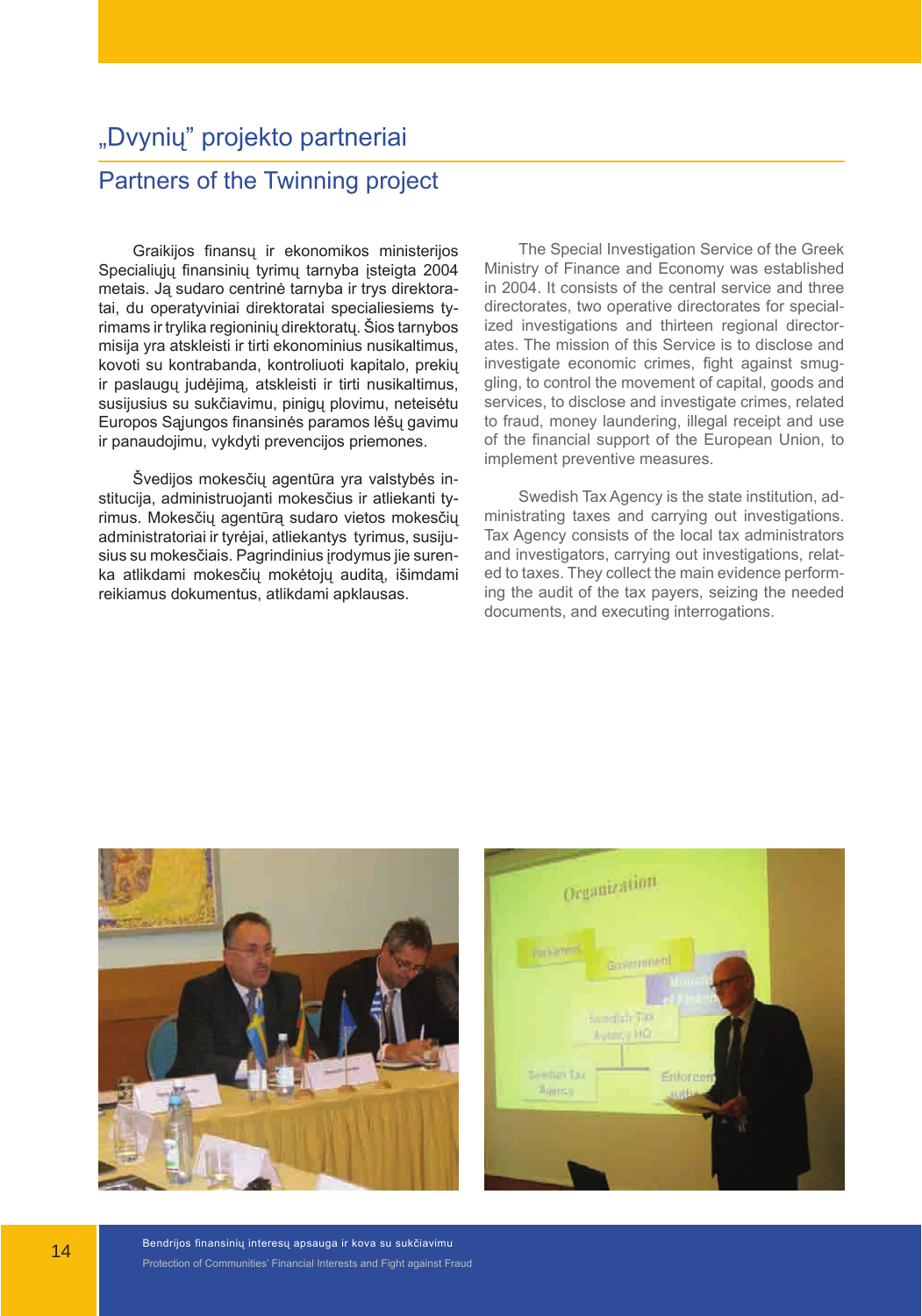# „Dvynių" projekto partneriai

## Partners of the Twinning project

Graikijos finansų ir ekonomikos ministerijos Specialiųjų finansinių tyrimų tarnyba įsteigta 2004 metais. Ją sudaro centrinė tarnyba ir trys direktoratai, du operatyviniai direktoratai specialiesiems tyrimams ir trylika regioninių direktoratų. Šios tarnybos misija yra atskleisti ir tirti ekonominius nusikaltimus, kovoti su kontrabanda, kontroliuoti kapitalo, prekių ir paslaugų judėjimą, atskleisti ir tirti nusikaltimus, susijusius su sukčiavimu, pinigų plovimu, neteisėtu Europos Sąjungos finansinės paramos lėšų gavimu ir panaudojimu, vykdyti prevencijos priemones.

Švedijos mokesčių agentūra yra valstybės institucija, administruojanti mokesčius ir atliekanti tyrimus. Mokesčių agentūrą sudaro vietos mokesčių administratoriai ir tyrėjai, atliekantys tyrimus, susijusius su mokesčiais. Pagrindinius įrodymus jie surenka atlikdami mokesčių mokėtojų auditą, išimdami reikiamus dokumentus, atlikdami apklausas.

The Special Investigation Service of the Greek Ministry of Finance and Economy was established in 2004. It consists of the central service and three directorates, two operative directorates for specialized investigations and thirteen regional directorates. The mission of this Service is to disclose and investigate economic crimes, fight against smuggling, to control the movement of capital, goods and services, to disclose and investigate crimes, related to fraud, money laundering, illegal receipt and use of the financial support of the European Union, to implement preventive measures.

Swedish Tax Agency is the state institution, administrating taxes and carrying out investigations. Tax Agency consists of the local tax administrators and investigators, carrying out investigations, related to taxes. They collect the main evidence performing the audit of the tax payers, seizing the needed documents, and executing interrogations.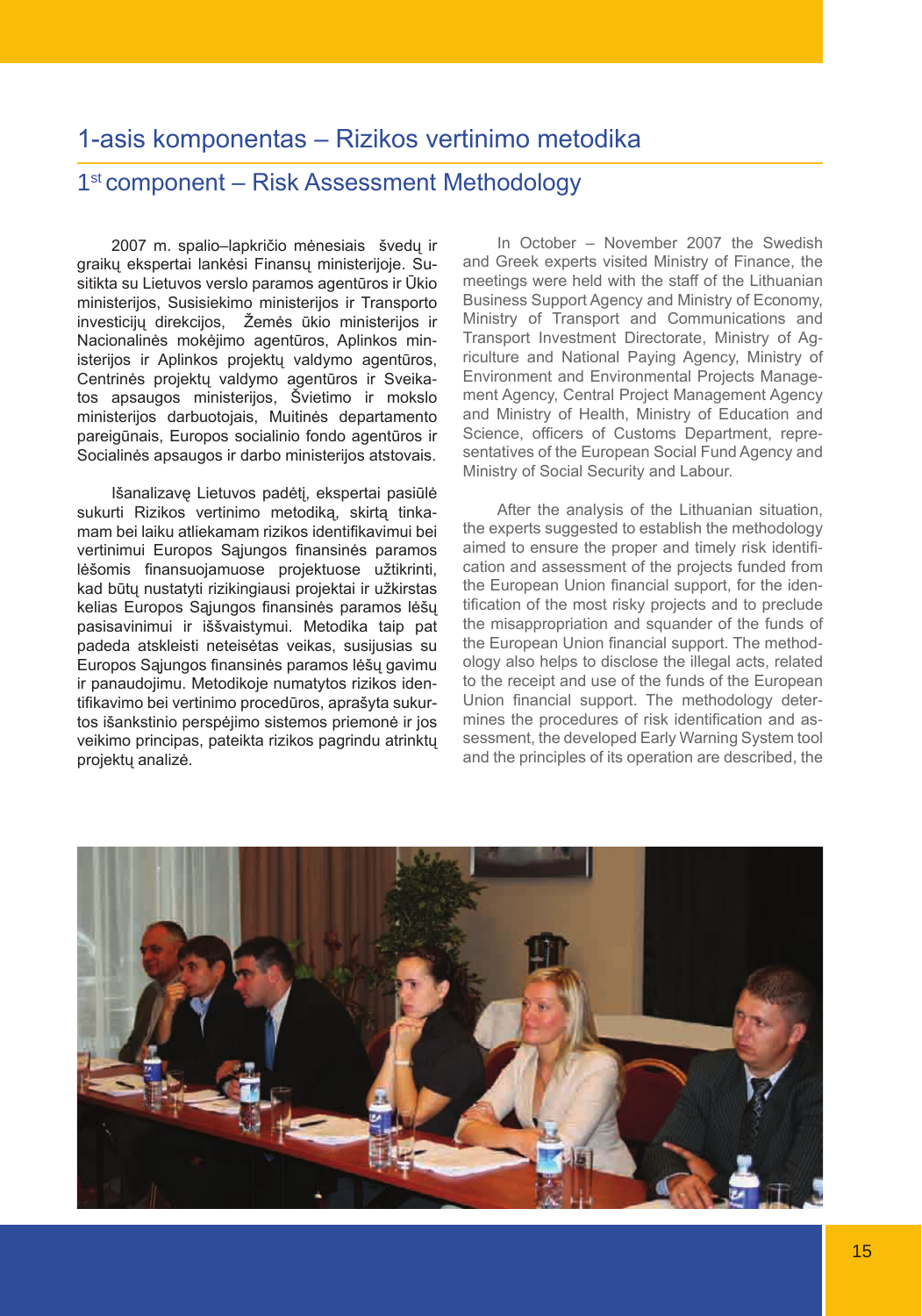# 1-asis komponentas – Rizikos vertinimo metodika

# 1st component – Risk Assessment Methodology

2007 m. spalio–lapkričio mėnesiais švedų ir graikų ekspertai lankėsi Finansų ministerijoje. Susitikta su Lietuvos verslo paramos agentūros ir Ūkio ministerijos, Susisiekimo ministerijos ir Transporto investicijų direkcijos, Žemės ūkio ministerijos ir Nacionalinės mokėjimo agentūros, Aplinkos ministerijos ir Aplinkos projektų valdymo agentūros, Centrinės projektų valdymo agentūros ir Sveikatos apsaugos ministerijos, Švietimo ir mokslo ministerijos darbuotojais, Muitinės departamento pareigūnais, Europos socialinio fondo agentūros ir Socialinės apsaugos ir darbo ministerijos atstovais.

Išanalizavę Lietuvos padėtį, ekspertai pasiūlė sukurti Rizikos vertinimo metodiką, skirtą tinkamam bei laiku atliekamam rizikos identifikavimui bei vertinimui Europos Sąjungos finansinės paramos lėšomis finansuojamuose projektuose užtikrinti, kad būtų nustatyti rizikingiausi projektai ir užkirstas kelias Europos Sąjungos finansinės paramos lėšų pasisavinimui ir iššvaistymui. Metodika taip pat padeda atskleisti neteisėtas veikas, susijusias su Europos Sąjungos finansinės paramos lėšų gavimu ir panaudojimu. Metodikoje numatytos rizikos identifikavimo bei vertinimo procedūros, aprašyta sukurtos išankstinio perspėjimo sistemos priemonė ir jos veikimo principas, pateikta rizikos pagrindu atrinktų projektų analizė.

In October – November 2007 the Swedish and Greek experts visited Ministry of Finance, the meetings were held with the staff of the Lithuanian Business Support Agency and Ministry of Economy, Ministry of Transport and Communications and Transport Investment Directorate, Ministry of Agriculture and National Paying Agency, Ministry of Environment and Environmental Projects Management Agency, Central Project Management Agency and Ministry of Health, Ministry of Education and Science, officers of Customs Department, representatives of the European Social Fund Agency and Ministry of Social Security and Labour.

After the analysis of the Lithuanian situation, the experts suggested to establish the methodology aimed to ensure the proper and timely risk identification and assessment of the projects funded from the European Union financial support, for the identification of the most risky projects and to preclude the misappropriation and squander of the funds of the European Union financial support. The methodology also helps to disclose the illegal acts, related to the receipt and use of the funds of the European Union financial support. The methodology determines the procedures of risk identification and assessment, the developed Early Warning System tool and the principles of its operation are described, the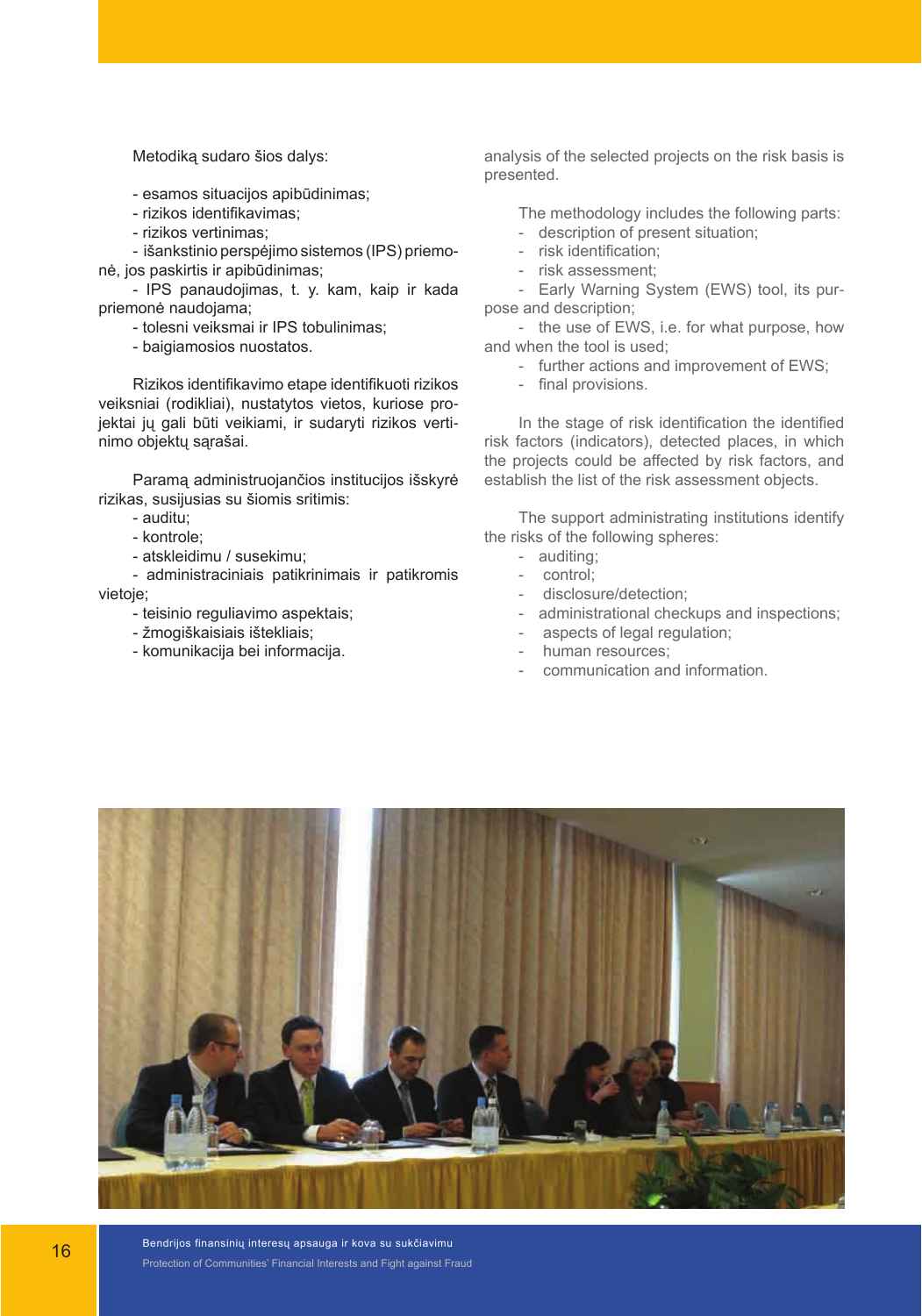Metodiką sudaro šios dalys:

- esamos situacijos apibūdinimas;
- rizikos identifikavimas;
- rizikos vertinimas;
- išankstinio perspėjimo sistemos (IPS) priemonė, jos paskirtis ir apibūdinimas;
- IPS panaudojimas, t. y. kam, kaip ir kada priemonė naudojama;
- tolesni veiksmai ir IPS tobulinimas;
- baigiamosios nuostatos.

Rizikos identifikavimo etape identifikuoti rizikos veiksniai (rodikliai), nustatytos vietos, kuriose projektai jų gali būti veikiami, ir sudaryti rizikos vertinimo objektų sąrašai.

Paramą administruojančios institucijos išskyrė rizikas, susijusias su šiomis sritimis:

- auditu;
- kontrole;
- atskleidimu / susekimu;
- administraciniais patikrinimais ir patikromis vietoje;
- teisinio reguliavimo aspektais;
- žmogiškaisiais ištekliais;
- komunikacija bei informacija.

analysis of the selected projects on the risk basis is presented.

The methodology includes the following parts:

- description of present situation;
- risk identification;
- risk assessment;
- Early Warning System (EWS) tool, its purpose and description;
- the use of EWS, i.e. for what purpose, how and when the tool is used;
- further actions and improvement of EWS;
- final provisions.

In the stage of risk identification the identified risk factors (indicators), detected places, in which the projects could be affected by risk factors, and establish the list of the risk assessment objects.

The support administrating institutions identify the risks of the following spheres:

- auditing;
- control;
- disclosure/detection;
- administrational checkups and inspections;
- aspects of legal regulation;
- human resources;
- communication and information.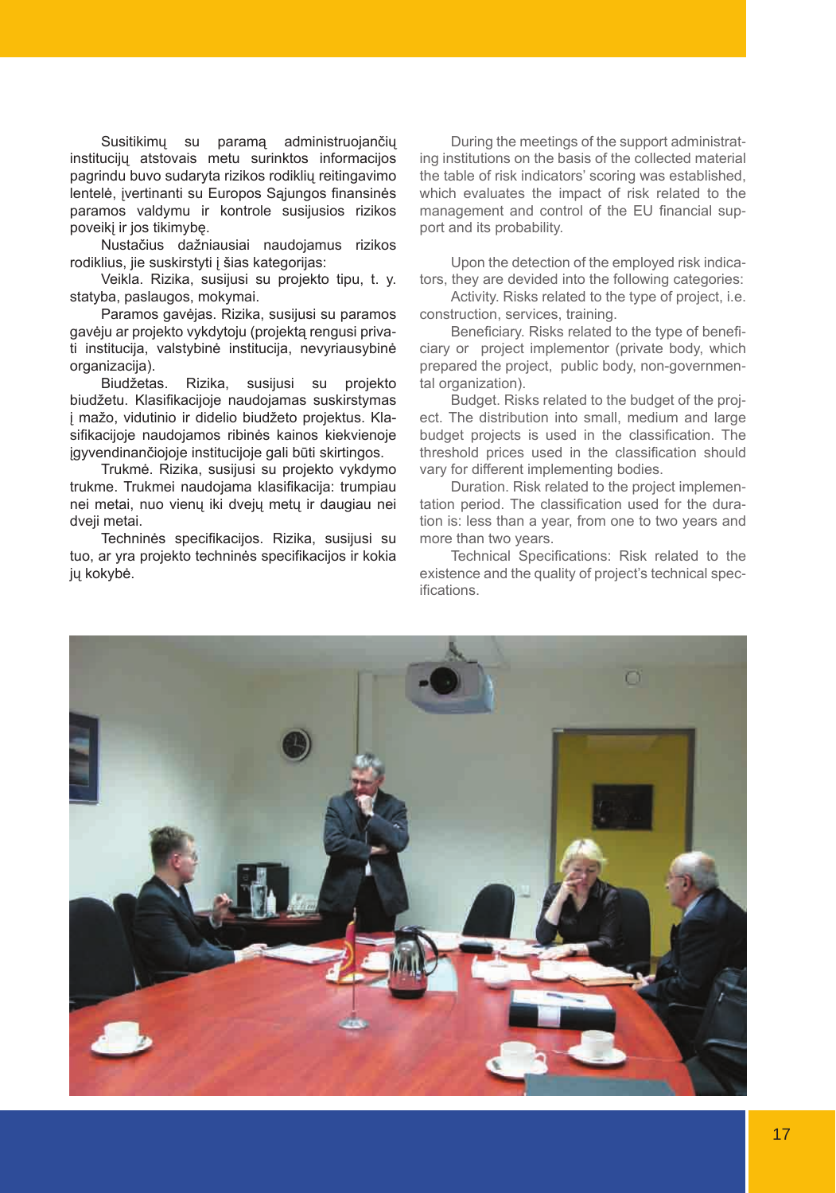Susitikimų su paramą administruojančių institucijų atstovais metu surinktos informacijos pagrindu buvo sudaryta rizikos rodiklių reitingavimo lentelė, įvertinanti su Europos Sąjungos finansinės paramos valdymu ir kontrole susijusios rizikos poveikį ir jos tikimybę.

Nustačius dažniausiai naudojamus rizikos rodiklius, jie suskirstyti į šias kategorijas:

Veikla. Rizika, susijusi su projekto tipu, t. y. statyba, paslaugos, mokymai.

Paramos gavėjas. Rizika, susijusi su paramos gavėju ar projekto vykdytoju (projektą rengusi privati institucija, valstybinė institucija, nevyriausybinė organizacija).

Biudžetas. Rizika, susijusi su projekto biudžetu. Klasifikacijoje naudojamas suskirstymas į mažo, vidutinio ir didelio biudžeto projektus. Klasifikacijoje naudojamos ribinės kainos kiekvienoje įgyvendinančiojoje institucijoje gali būti skirtingos.

Trukmė. Rizika, susijusi su projekto vykdymo trukme. Trukmei naudojama klasifikacija: trumpiau nei metai, nuo vienų iki dvejų metų ir daugiau nei dveji metai.

Techninės specifikacijos. Rizika, susijusi su tuo, ar yra projekto techninės specifikacijos ir kokia jų kokybė.

During the meetings of the support administrating institutions on the basis of the collected material the table of risk indicators' scoring was established, which evaluates the impact of risk related to the management and control of the EU financial support and its probability.

Upon the detection of the employed risk indicators, they are devided into the following categories:

Activity. Risks related to the type of project, i.e. construction, services, training.

Beneficiary. Risks related to the type of beneficiary or project implementor (private body, which prepared the project, public body, non-governmental organization).

Budget. Risks related to the budget of the project. The distribution into small, medium and large budget projects is used in the classification. The threshold prices used in the classification should vary for different implementing bodies.

Duration. Risk related to the project implementation period. The classification used for the duration is: less than a year, from one to two years and more than two years.

Technical Specifications: Risk related to the existence and the quality of project's technical specifications.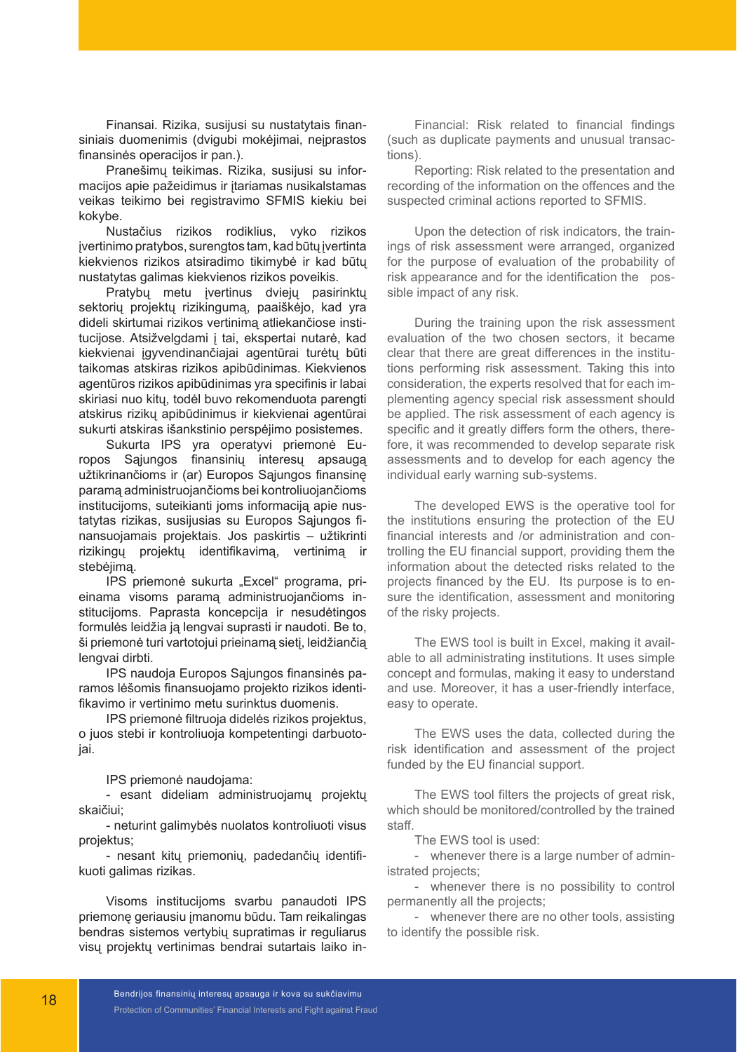Finansai. Rizika, susijusi su nustatytais finansiniais duomenimis (dvigubi mokėjimai, neįprastos finansinės operacijos ir pan.).

Pranešimų teikimas. Rizika, susijusi su informacijos apie pažeidimus ir įtariamas nusikalstamas veikas teikimo bei registravimo SFMIS kiekiu bei kokybe.

Nustačius rizikos rodiklius, vyko rizikos įvertinimo pratybos, surengtos tam, kad būtų įvertinta kiekvienos rizikos atsiradimo tikimybė ir kad būtų nustatytas galimas kiekvienos rizikos poveikis.

Pratybų metu įvertinus dviejų pasirinktų sektorių projektų rizikingumą, paaiškėjo, kad yra dideli skirtumai rizikos vertinimą atliekančiose institucijose. Atsižvelgdami į tai, ekspertai nutarė, kad kiekvienai įgyvendinančiajai agentūrai turėtų būti taikomas atskiras rizikos apibūdinimas. Kiekvienos agentūros rizikos apibūdinimas yra specifinis ir labai skiriasi nuo kitų, todėl buvo rekomenduota parengti atskirus rizikų apibūdinimus ir kiekvienai agentūrai sukurti atskiras išankstinio perspėjimo posistemes.

Sukurta IPS yra operatyvi priemonė Europos Sąjungos finansinių interesų apsaugą užtikrinančioms ir (ar) Europos Sąjungos finansinę paramą administruojančioms bei kontroliuojančioms institucijoms, suteikianti joms informaciją apie nustatytas rizikas, susijusias su Europos Sąjungos finansuojamais projektais. Jos paskirtis – užtikrinti rizikingų projektų identifikavimą, vertinimą ir stebėjimą.

IPS priemonė sukurta „Excel" programa, prieinama visoms paramą administruojančioms institucijoms. Paprasta koncepcija ir nesudėtingos formulės leidžia ją lengvai suprasti ir naudoti. Be to, ši priemonė turi vartotojui prieinamą sietį, leidžiančią lengvai dirbti.

IPS naudoja Europos Sąjungos finansinės paramos lėšomis finansuojamo projekto rizikos identifikavimo ir vertinimo metu surinktus duomenis.

IPS priemonė filtruoja didelės rizikos projektus, o juos stebi ir kontroliuoja kompetentingi darbuotojai.

IPS priemonė naudojama:

- esant dideliam administruojamų projektų skaičiui;
- neturint galimybės nuolatos kontroliuoti visus projektus;
- nesant kitų priemonių, padedančių identifikuoti galimas rizikas.

Visoms institucijoms svarbu panaudoti IPS priemonę geriausiu įmanomu būdu. Tam reikalingas bendras sistemos vertybių supratimas ir reguliarus visų projektų vertinimas bendrai sutartais laiko in-

Financial: Risk related to financial findings (such as duplicate payments and unusual transactions).

Reporting: Risk related to the presentation and recording of the information on the offences and the suspected criminal actions reported to SFMIS.

Upon the detection of risk indicators, the trainings of risk assessment were arranged, organized for the purpose of evaluation of the probability of risk appearance and for the identification the possible impact of any risk.

During the training upon the risk assessment evaluation of the two chosen sectors, it became clear that there are great differences in the institutions performing risk assessment. Taking this into consideration, the experts resolved that for each implementing agency special risk assessment should be applied. The risk assessment of each agency is specific and it greatly differs form the others, therefore, it was recommended to develop separate risk assessments and to develop for each agency the individual early warning sub-systems.

The developed EWS is the operative tool for the institutions ensuring the protection of the EU financial interests and /or administration and controlling the EU financial support, providing them the information about the detected risks related to the projects financed by the EU. Its purpose is to ensure the identification, assessment and monitoring of the risky projects.

The EWS tool is built in Excel, making it available to all administrating institutions. It uses simple concept and formulas, making it easy to understand and use. Moreover, it has a user-friendly interface, easy to operate.

The EWS uses the data, collected during the risk identification and assessment of the project funded by the EU financial support.

The EWS tool filters the projects of great risk, which should be monitored/controlled by the trained staff.

The EWS tool is used:

- whenever there is a large number of administrated projects;
- whenever there is no possibility to control permanently all the projects;
- whenever there are no other tools, assisting to identify the possible risk.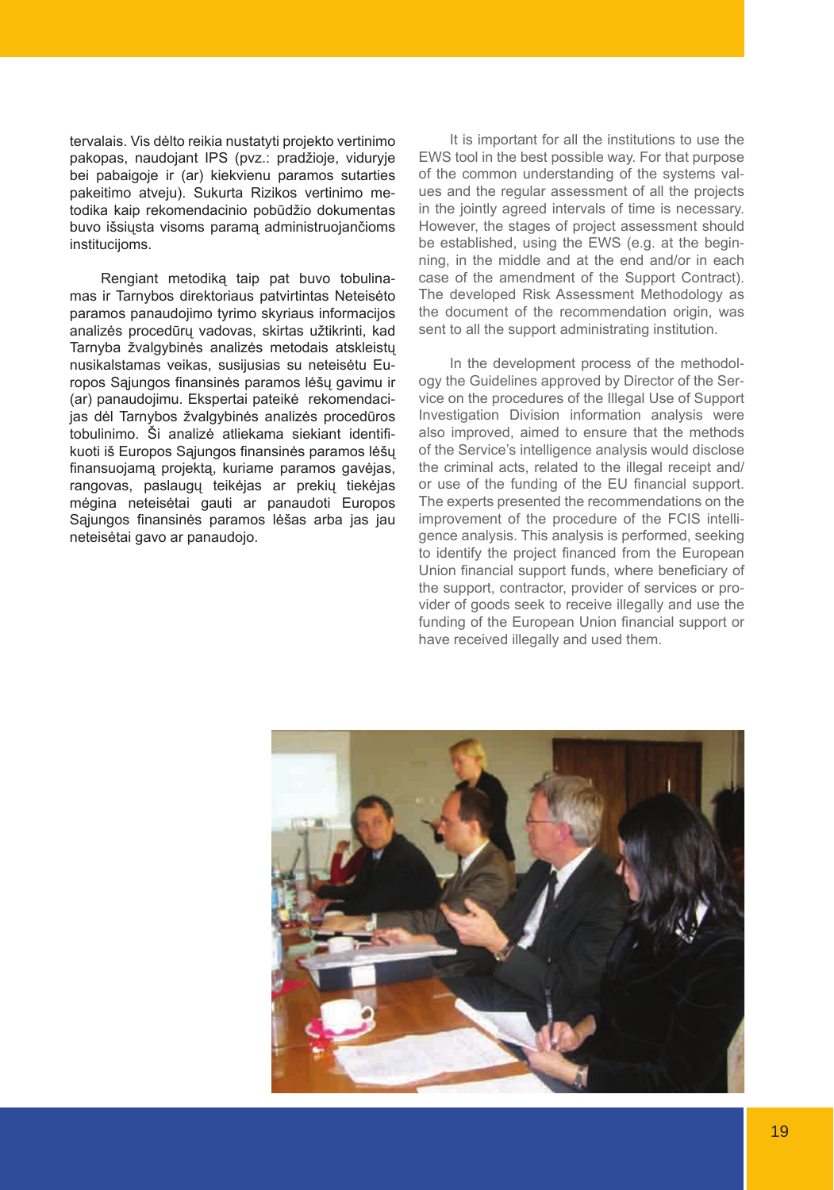tervalais. Vis dėlto reikia nustatyti projekto vertinimo pakopas, naudojant IPS (pvz.: pradžioje, viduryje bei pabaigoje ir (ar) kiekvienu paramos sutarties pakeitimo atveju). Sukurta Rizikos vertinimo metodika kaip rekomendacinio pobūdžio dokumentas buvo išsiųsta visoms paramą administruojančioms institucijoms.

Rengiant metodiką taip pat buvo tobulinamas ir Tarnybos direktoriaus patvirtintas Neteisėto paramos panaudojimo tyrimo skyriaus informacijos analizės procedūrų vadovas, skirtas užtikrinti, kad Tarnyba žvalgybinės analizės metodais atskleistų nusikalstamas veikas, susijusias su neteisėtu Europos Sąjungos finansinės paramos lėšų gavimu ir (ar) panaudojimu. Ekspertai pateikė rekomendacijas dėl Tarnybos žvalgybinės analizės procedūros tobulinimo. Ši analizė atliekama siekiant identifikuoti iš Europos Sąjungos finansinės paramos lėšų finansuojamą projektą, kuriame paramos gavėjas, rangovas, paslaugų teikėjas ar prekių tiekėjas mėgina neteisėtai gauti ar panaudoti Europos Sąjungos finansinės paramos lėšas arba jas jau neteisėtai gavo ar panaudojo.

It is important for all the institutions to use the EWS tool in the best possible way. For that purpose of the common understanding of the systems values and the regular assessment of all the projects in the jointly agreed intervals of time is necessary. However, the stages of project assessment should be established, using the EWS (e.g. at the beginning, in the middle and at the end and/or in each case of the amendment of the Support Contract). The developed Risk Assessment Methodology as the document of the recommendation origin, was sent to all the support administrating institution.

In the development process of the methodology the Guidelines approved by Director of the Service on the procedures of the Illegal Use of Support Investigation Division information analysis were also improved, aimed to ensure that the methods of the Service's intelligence analysis would disclose the criminal acts, related to the illegal receipt and/or use of the funding of the EU financial support. The experts presented the recommendations on the improvement of the procedure of the FCIS intelligence analysis. This analysis is performed, seeking to identify the project financed from the European Union financial support funds, where beneficiary of the support, contractor, provider of services or provider of goods seek to receive illegally and use the funding of the European Union financial support or have received illegally and used them.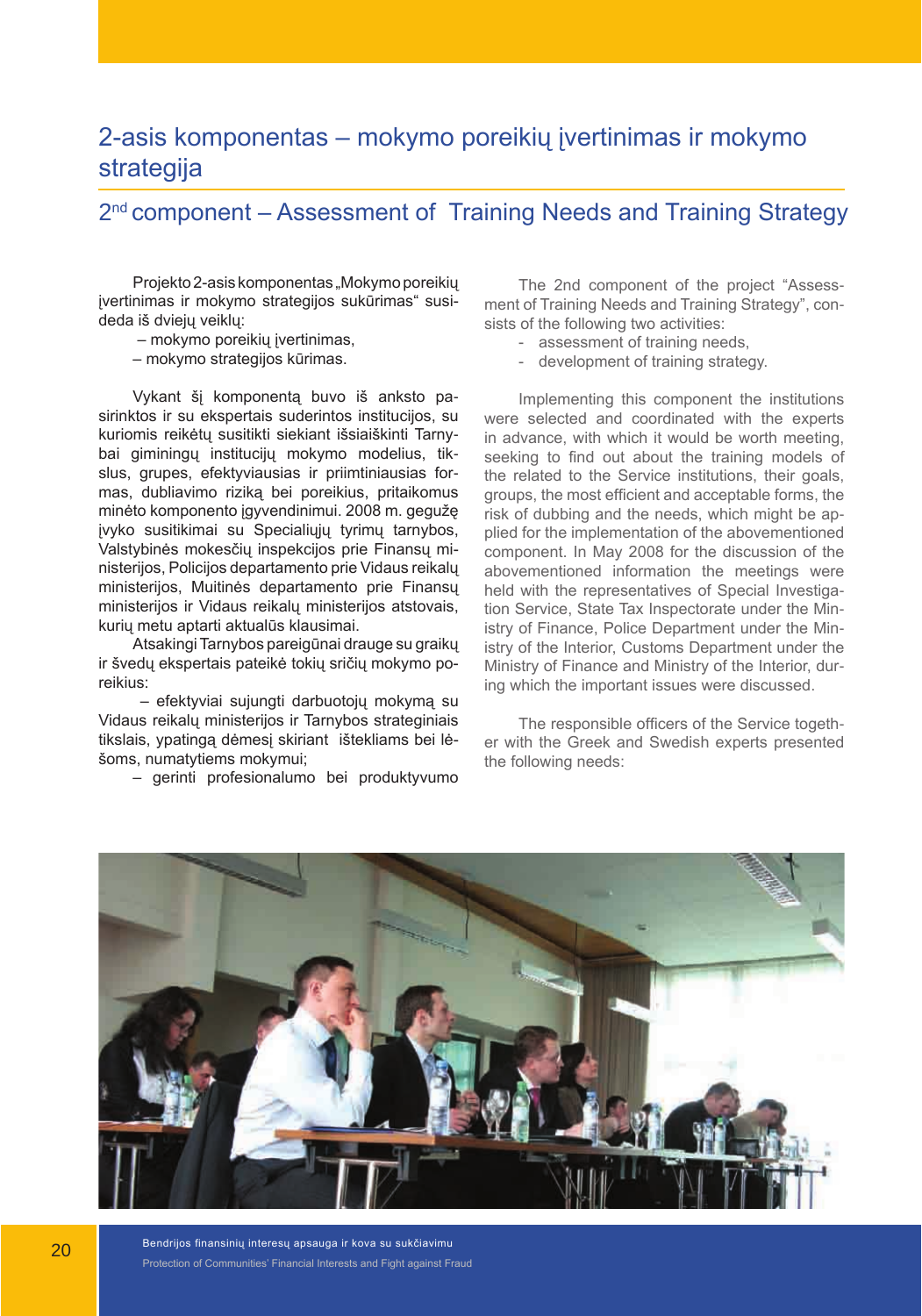## 2-asis komponentas – mokymo poreikių įvertinimas ir mokymo strategija

## 2nd component – Assessment of Training Needs and Training Strategy

Projekto 2-asis komponentas „Mokymo poreikių įvertinimas ir mokymo strategijos sukūrimas“ susideda iš dviejų veiklų:

– mokymo poreikių įvertinimas,
– mokymo strategijos kūrimas.

Vykant šį komponentą buvo iš anksto pasirinktos ir su ekspertais suderintos institucijos, su kuriomis reikėtų susitikti siekiant išsiaiškinti Tarnybai giminingų institucijų mokymo modelius, tikslus, grupes, efektyviausias ir priimtiniausias formas, dubliavimo riziką bei poreikius, pritaikomus minėto komponento įgyvendinimui. 2008 m. gegužę įvyko susitikimai su Specialiųjų tyrimų tarnybos, Valstybinės mokesčių inspekcijos prie Finansų ministerijos, Policijos departamento prie Vidaus reikalų ministerijos, Muitinės departamento prie Finansų ministerijos ir Vidaus reikalų ministerijos atstovais, kurių metu aptarti aktualūs klausimai.

Atsakingi Tarnybos pareigūnai drauge su graikų ir švedų ekspertais pateikė tokių sričių mokymo poreikius:

– efektyviai sujungti darbuotojų mokymą su Vidaus reikalų ministerijos ir Tarnybos strateginiais tikslais, ypatingą dėmesį skiriant ištekliams bei lėšoms, numatytiems mokymui;

– gerinti profesionalumo bei produktyvumo

The 2nd component of the project “Assessment of Training Needs and Training Strategy”, consists of the following two activities:

- assessment of training needs,
- development of training strategy.

Implementing this component the institutions were selected and coordinated with the experts in advance, with which it would be worth meeting, seeking to find out about the training models of the related to the Service institutions, their goals, groups, the most efficient and acceptable forms, the risk of dubbing and the needs, which might be applied for the implementation of the abovementioned component. In May 2008 for the discussion of the abovementioned information the meetings were held with the representatives of Special Investigation Service, State Tax Inspectorate under the Ministry of Finance, Police Department under the Ministry of the Interior, Customs Department under the Ministry of Finance and Ministry of the Interior, during which the important issues were discussed.

The responsible officers of the Service together with the Greek and Swedish experts presented the following needs: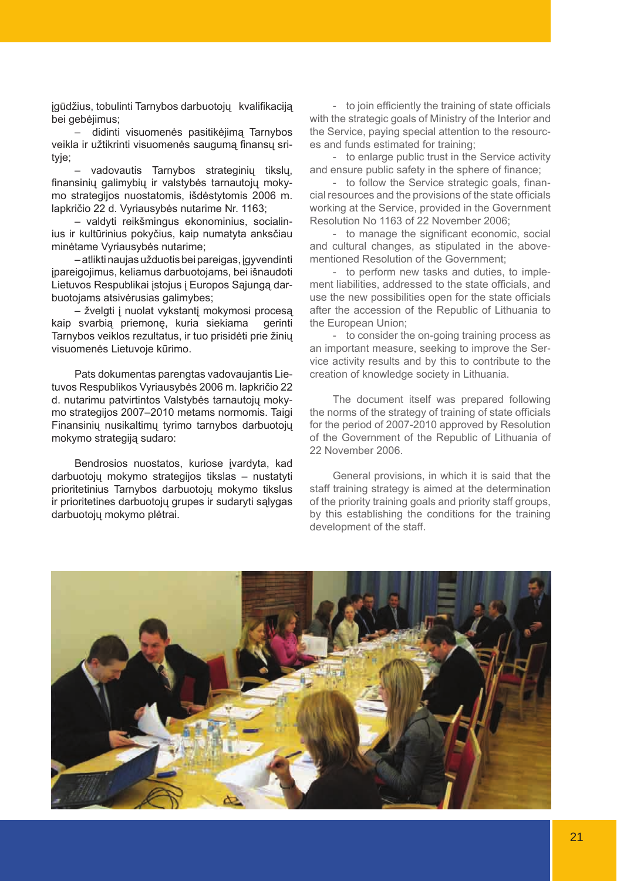įgūdžius, tobulinti Tarnybos darbuotojų kvalifikaciją bei gebėjimus;

– didinti visuomenės pasitikėjimą Tarnybos veikla ir užtikrinti visuomenės saugumą finansų srityje;

– vadovautis Tarnybos strateginių tikslų, finansinių galimybių ir valstybės tarnautojų mokymo strategijos nuostatomis, išdėstytomis 2006 m. lapkričio 22 d. Vyriausybės nutarime Nr. 1163;

– valdyti reikšmingus ekonominius, socialinius ir kultūrinius pokyčius, kaip numatyta anksčiau minėtame Vyriausybės nutarime;

– atlikti naujas užduotis bei pareigas, įgyvendinti įpareigojimus, keliamus darbuotojams, bei išnaudoti Lietuvos Respublikai įstojus į Europos Sąjungą darbuotojams atsivėrusias galimybes;

– žvelgti į nuolat vykstantį mokymosi procesą kaip svarbią priemonę, kuria siekiama gerinti Tarnybos veiklos rezultatus, ir tuo prisidėti prie žinių visuomenės Lietuvoje kūrimo.

Pats dokumentas parengtas vadovaujantis Lietuvos Respublikos Vyriausybės 2006 m. lapkričio 22 d. nutarimu patvirtintos Valstybės tarnautojų mokymo strategijos 2007–2010 metams normomis. Taigi Finansinių nusikaltimų tyrimo tarnybos darbuotojų mokymo strategiją sudaro:

Bendrosios nuostatos, kuriose įvardyta, kad darbuotojų mokymo strategijos tikslas – nustatyti prioritetinius Tarnybos darbuotojų mokymo tikslus ir prioritetines darbuotojų grupes ir sudaryti sąlygas darbuotojų mokymo plėtrai.

- to join efficiently the training of state officials with the strategic goals of Ministry of the Interior and the Service, paying special attention to the resources and funds estimated for training;

- to enlarge public trust in the Service activity and ensure public safety in the sphere of finance;

- to follow the Service strategic goals, financial resources and the provisions of the state officials working at the Service, provided in the Government Resolution No 1163 of 22 November 2006;

- to manage the significant economic, social and cultural changes, as stipulated in the above-mentioned Resolution of the Government;

- to perform new tasks and duties, to implement liabilities, addressed to the state officials, and use the new possibilities open for the state officials after the accession of the Republic of Lithuania to the European Union;

- to consider the on-going training process as an important measure, seeking to improve the Service activity results and by this to contribute to the creation of knowledge society in Lithuania.

The document itself was prepared following the norms of the strategy of training of state officials for the period of 2007-2010 approved by Resolution of the Government of the Republic of Lithuania of 22 November 2006.

General provisions, in which it is said that the staff training strategy is aimed at the determination of the priority training goals and priority staff groups, by this establishing the conditions for the training development of the staff.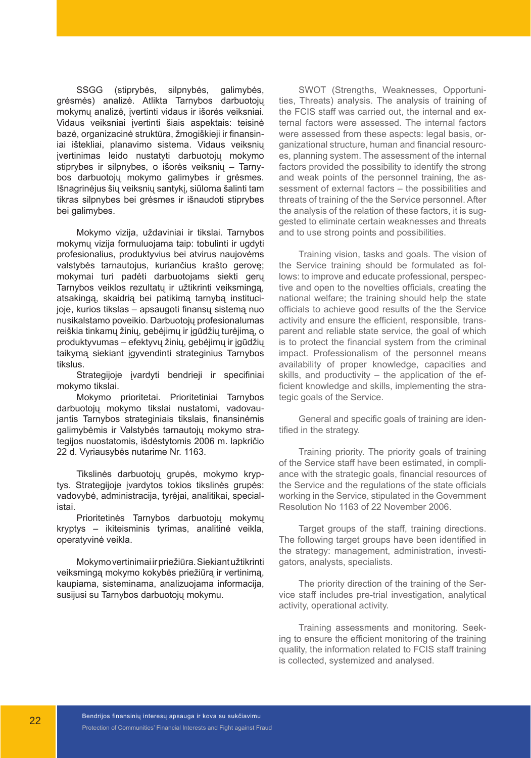SSGG (stiprybės, silpnybės, galimybės, grėsmės) analizė. Atlikta Tarnybos darbuotojų mokymų analizė, įvertinti vidaus ir išorės veiksniai. Vidaus veiksniai įvertinti šiais aspektais: teisinė bazė, organizacinė struktūra, žmogiškieji ir finansiniai ištekliai, planavimo sistema. Vidaus veiksnių įvertinimas leido nustatyti darbuotojų mokymo stiprybes ir silpnybes, o išorės veiksnių – Tarnybos darbuotojų mokymo galimybes ir grėsmes. Išnagrinėjus šių veiksnių santykį, siūloma šalinti tam tikras silpnybes bei grėsmes ir išnaudoti stiprybes bei galimybes.

Mokymo vizija, uždaviniai ir tikslai. Tarnybos mokymų vizija formuluojama taip: tobulinti ir ugdyti profesionalius, produktyvius bei atvirus naujovėms valstybės tarnautojus, kuriančius krašto gerovę; mokymai turi padėti darbuotojams siekti gerų Tarnybos veiklos rezultatų ir užtikrinti veiksmingą, atsakingą, skaidrią bei patikimą tarnybą institucijoje, kurios tikslas – apsaugoti finansų sistemą nuo nusikalstamo poveikio. Darbuotojų profesionalumas reiškia tinkamų žinių, gebėjimų ir įgūdžių turėjimą, o produktyvumas – efektyvų žinių, gebėjimų ir įgūdžių taikymą siekiant įgyvendinti strateginius Tarnybos tikslus.

Strategijoje įvardyti bendrieji ir specifiniai mokymo tikslai.

Mokymo prioritetai. Prioritetiniai Tarnybos darbuotojų mokymo tikslai nustatomi, vadovaujantis Tarnybos strateginiais tikslais, finansinėmis galimybėmis ir Valstybės tarnautojų mokymo strategijos nuostatomis, išdėstytomis 2006 m. lapkričio 22 d. Vyriausybės nutarime Nr. 1163.

Tikslinės darbuotojų grupės, mokymo kryptys. Strategijoje įvardytos tokios tikslinės grupės: vadovybė, administracija, tyrėjai, analitikai, specialistai.

Prioritetinės Tarnybos darbuotojų mokymų kryptys – ikiteisminis tyrimas, analitinė veikla, operatyvinė veikla.

Mokymo vertinimai ir priežiūra. Siekiant užtikrinti veiksmingą mokymo kokybės priežiūrą ir vertinimą, kaupiama, sisteminama, analizuojama informacija, susijusi su Tarnybos darbuotojų mokymu.

SWOT (Strengths, Weaknesses, Opportunities, Threats) analysis. The analysis of training of the FCIS staff was carried out, the internal and external factors were assessed. The internal factors were assessed from these aspects: legal basis, organizational structure, human and financial resources, planning system. The assessment of the internal factors provided the possibility to identify the strong and weak points of the personnel training, the assessment of external factors – the possibilities and threats of training of the the Service personnel. After the analysis of the relation of these factors, it is suggested to eliminate certain weaknesses and threats and to use strong points and possibilities.

Training vision, tasks and goals. The vision of the Service training should be formulated as follows: to improve and educate professional, perspective and open to the novelties officials, creating the national welfare; the training should help the state officials to achieve good results of the the Service activity and ensure the efficient, responsible, transparent and reliable state service, the goal of which is to protect the financial system from the criminal impact. Professionalism of the personnel means availability of proper knowledge, capacities and skills, and productivity – the application of the efficient knowledge and skills, implementing the strategic goals of the Service.

General and specific goals of training are identified in the strategy.

Training priority. The priority goals of training of the Service staff have been estimated, in compliance with the strategic goals, financial resources of the Service and the regulations of the state officials working in the Service, stipulated in the Government Resolution No 1163 of 22 November 2006.

Target groups of the staff, training directions. The following target groups have been identified in the strategy: management, administration, investigators, analysts, specialists.

The priority direction of the training of the Service staff includes pre-trial investigation, analytical activity, operational activity.

Training assessments and monitoring. Seeking to ensure the efficient monitoring of the training quality, the information related to FCIS staff training is collected, systemized and analysed.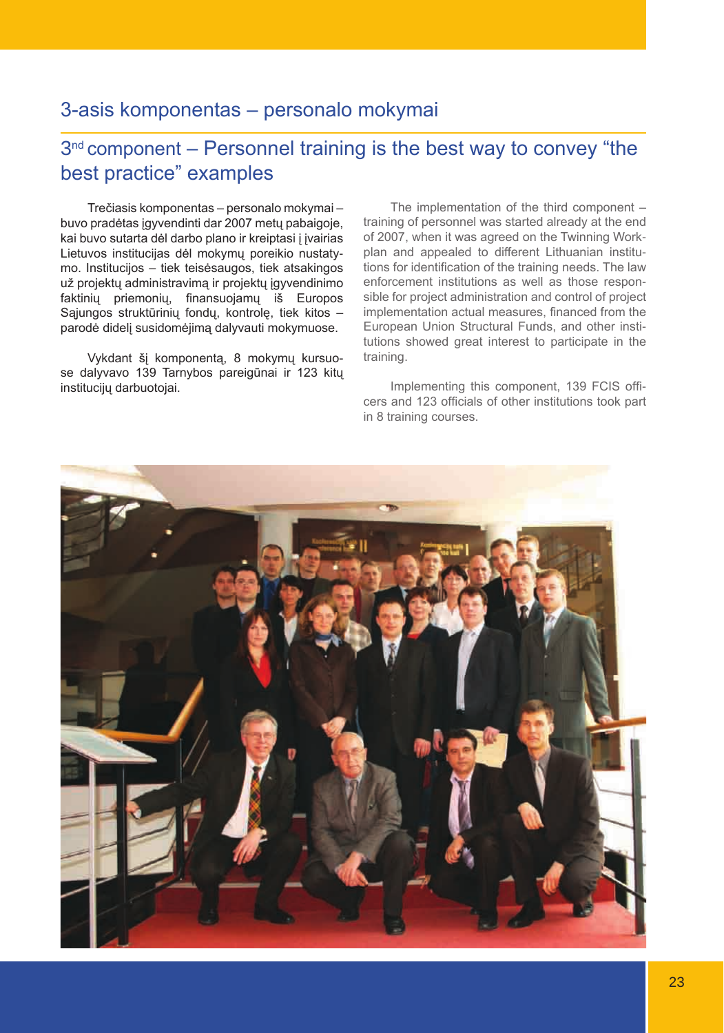## 3-asis komponentas – personalo mokymai

## 3nd component – Personnel training is the best way to convey “the best practice” examples

Trečiasis komponentas – personalo mokymai – buvo pradėtas įgyvendinti dar 2007 metų pabaigoje, kai buvo sutarta dėl darbo plano ir kreiptasi į įvairias Lietuvos institucijas dėl mokymų poreikio nustatymo. Institucijos – tiek teisėsaugos, tiek atsakingos už projektų administravimą ir projektų įgyvendinimo faktinių priemonių, finansuojamų iš Europos Sąjungos struktūrinių fondų, kontrolę, tiek kitos – parodė didelį susidomėjimą dalyvauti mokymuose.

Vykdant šį komponentą, 8 mokymų kursuose dalyvavo 139 Tarnybos pareigūnai ir 123 kitų institucijų darbuotojai.

The implementation of the third component – training of personnel was started already at the end of 2007, when it was agreed on the Twinning Workplan and appealed to different Lithuanian institutions for identification of the training needs. The law enforcement institutions as well as those responsible for project administration and control of project implementation actual measures, financed from the European Union Structural Funds, and other institutions showed great interest to participate in the training.

Implementing this component, 139 FCIS officers and 123 officials of other institutions took part in 8 training courses.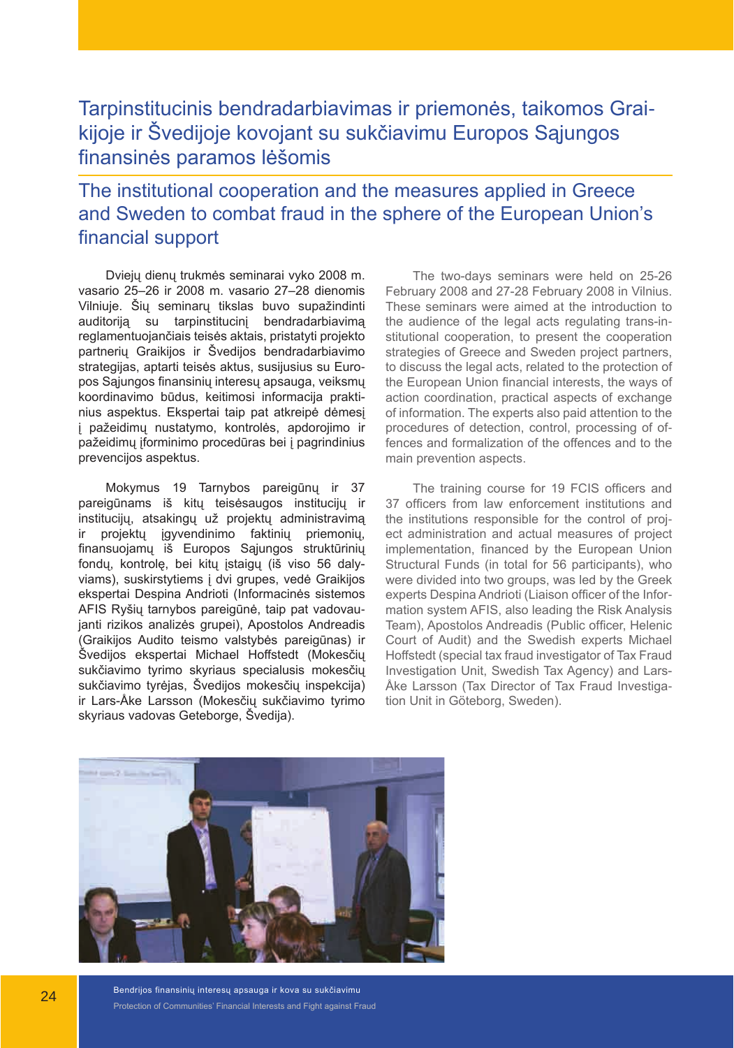# Tarpinstitucinis bendradarbiavimas ir priemonės, taikomos Graikijoje ir Švedijoje kovojant su sukčiavimu Europos Sąjungos finansinės paramos lėšomis

# The institutional cooperation and the measures applied in Greece and Sweden to combat fraud in the sphere of the European Union's financial support

Dviejų dienų trukmės seminarai vyko 2008 m. vasario 25–26 ir 2008 m. vasario 27–28 dienomis Vilniuje. Šių seminarų tikslas buvo supažindinti auditoriją su tarpinstitucinį bendradarbiavimą reglamentuojančiais teisės aktais, pristatyti projekto partnerių Graikijos ir Švedijos bendradarbiavimo strategijas, aptarti teisės aktus, susijusius su Europos Sąjungos finansinių interesų apsauga, veiksmų koordinavimo būdus, keitimosi informacija praktinius aspektus. Ekspertai taip pat atkreipė dėmesį į pažeidimų nustatymo, kontrolės, apdorojimo ir pažeidimų įforminimo procedūras bei į pagrindinius prevencijos aspektus.

Mokymus 19 Tarnybos pareigūnų ir 37 pareigūnams iš kitų teisėsaugos institucijų ir institucijų, atsakingų už projektų administravimą ir projektų įgyvendinimo faktinių priemonių, finansuojamų iš Europos Sąjungos struktūrinių fondų, kontrolę, bei kitų įstaigų (iš viso 56 dalyviams), suskirstytiems į dvi grupes, vedė Graikijos ekspertai Despina Andrioti (Informacinės sistemos AFIS Ryšių tarnybos pareigūnė, taip pat vadovaujanti rizikos analizės grupei), Apostolos Andreadis (Graikijos Audito teismo valstybės pareigūnas) ir Švedijos ekspertai Michael Hoffstedt (Mokesčių sukčiavimo tyrimo skyriaus specialusis mokesčių sukčiavimo tyrėjas, Švedijos mokesčių inspekcija) ir Lars-Åke Larsson (Mokesčių sukčiavimo tyrimo skyriaus vadovas Geteborge, Švedija).

The two-days seminars were held on 25-26 February 2008 and 27-28 February 2008 in Vilnius. These seminars were aimed at the introduction to the audience of the legal acts regulating trans-institutional cooperation, to present the cooperation strategies of Greece and Sweden project partners, to discuss the legal acts, related to the protection of the European Union financial interests, the ways of action coordination, practical aspects of exchange of information. The experts also paid attention to the procedures of detection, control, processing of offences and formalization of the offences and to the main prevention aspects.

The training course for 19 FCIS officers and 37 officers from law enforcement institutions and the institutions responsible for the control of project administration and actual measures of project implementation, financed by the European Union Structural Funds (in total for 56 participants), who were divided into two groups, was led by the Greek experts Despina Andrioti (Liaison officer of the Information system AFIS, also leading the Risk Analysis Team), Apostolos Andreadis (Public officer, Helenic Court of Audit) and the Swedish experts Michael Hoffstedt (special tax fraud investigator of Tax Fraud Investigation Unit, Swedish Tax Agency) and Lars-Åke Larsson (Tax Director of Tax Fraud Investigation Unit in Göteborg, Sweden).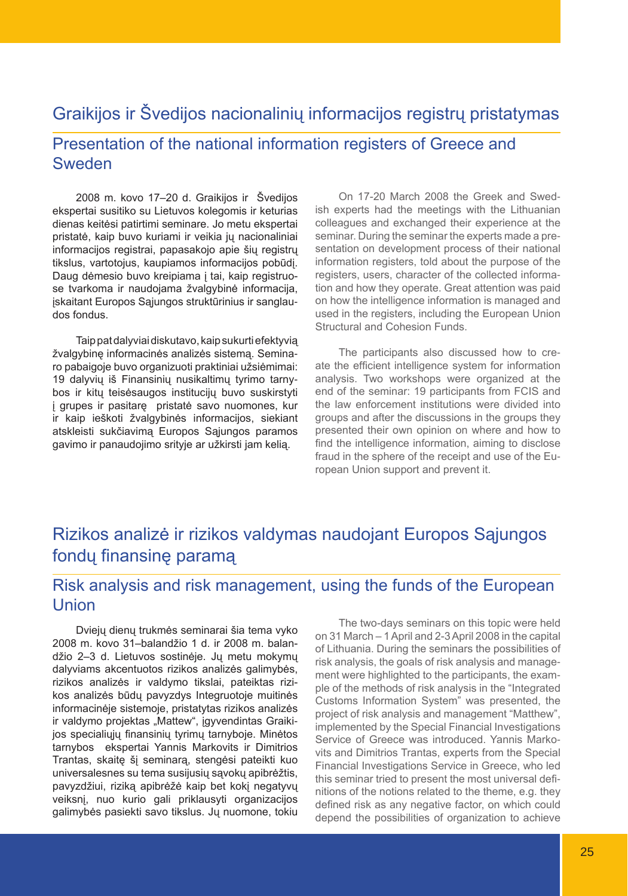## Graikijos ir Švedijos nacionalinių informacijos registrų pristatymas

## Presentation of the national information registers of Greece and Sweden

2008 m. kovo 17–20 d. Graikijos ir Švedijos ekspertai susitiko su Lietuvos kolegomis ir keturias dienas keitėsi patirtimi seminare. Jo metu ekspertai pristatė, kaip buvo kuriami ir veikia jų nacionaliniai informacijos registrai, papasakojo apie šių registrų tikslus, vartotojus, kaupiamos informacijos pobūdį. Daug dėmesio buvo kreipiama į tai, kaip registruose tvarkoma ir naudojama žvalgybinė informacija, įskaitant Europos Sąjungos struktūrinius ir sanglaudos fondus.

Taip pat dalyviai diskutavo, kaip sukurti efektyvią žvalgybinę informacinės analizės sistemą. Seminaro pabaigoje buvo organizuoti praktiniai užsiėmimai: 19 dalyvių iš Finansinių nusikaltimų tyrimo tarnybos ir kitų teisėsaugos institucijų buvo suskirstyti į grupes ir pasitarę pristatė savo nuomones, kur ir kaip ieškoti žvalgybinės informacijos, siekiant atskleisti sukčiavimą Europos Sąjungos paramos gavimo ir panaudojimo srityje ar užkirsti jam kelią.

On 17-20 March 2008 the Greek and Swedish experts had the meetings with the Lithuanian colleagues and exchanged their experience at the seminar. During the seminar the experts made a presentation on development process of their national information registers, told about the purpose of the registers, users, character of the collected information and how they operate. Great attention was paid on how the intelligence information is managed and used in the registers, including the European Union Structural and Cohesion Funds.

The participants also discussed how to create the efficient intelligence system for information analysis. Two workshops were organized at the end of the seminar: 19 participants from FCIS and the law enforcement institutions were divided into groups and after the discussions in the groups they presented their own opinion on where and how to find the intelligence information, aiming to disclose fraud in the sphere of the receipt and use of the European Union support and prevent it.

## Rizikos analizė ir rizikos valdymas naudojant Europos Sąjungos fondų finansinę paramą

## Risk analysis and risk management, using the funds of the European Union

Dviejų dienų trukmės seminarai šia tema vyko 2008 m. kovo 31–balandžio 1 d. ir 2008 m. balandžio 2–3 d. Lietuvos sostinėje. Jų metu mokymų dalyviams akcentuotos rizikos analizės galimybės, rizikos analizės ir valdymo tikslai, pateiktas rizikos analizės būdų pavyzdys Integruotoje muitinės informacinėje sistemoje, pristatytas rizikos analizės ir valdymo projektas „Mattew“, įgyvendintas Graikijos specialiųjų finansinių tyrimų tarnyboje. Minėtos tarnybos ekspertai Yannis Markovits ir Dimitrios Trantas, skaitę šį seminarą, stengėsi pateikti kuo universalesnes su tema susijusių sąvokų apibrėžtis, pavyzdžiui, riziką apibrėžė kaip bet kokį negatyvų veiksnį, nuo kurio gali priklausyti organizacijos galimybės pasiekti savo tikslus. Jų nuomone, tokiu

The two-days seminars on this topic were held on 31 March – 1 April and 2-3 April 2008 in the capital of Lithuania. During the seminars the possibilities of risk analysis, the goals of risk analysis and management were highlighted to the participants, the example of the methods of risk analysis in the “Integrated Customs Information System” was presented, the project of risk analysis and management “Matthew”, implemented by the Special Financial Investigations Service of Greece was introduced. Yannis Markovits and Dimitrios Trantas, experts from the Special Financial Investigations Service in Greece, who led this seminar tried to present the most universal definitions of the notions related to the theme, e.g. they defined risk as any negative factor, on which could depend the possibilities of organization to achieve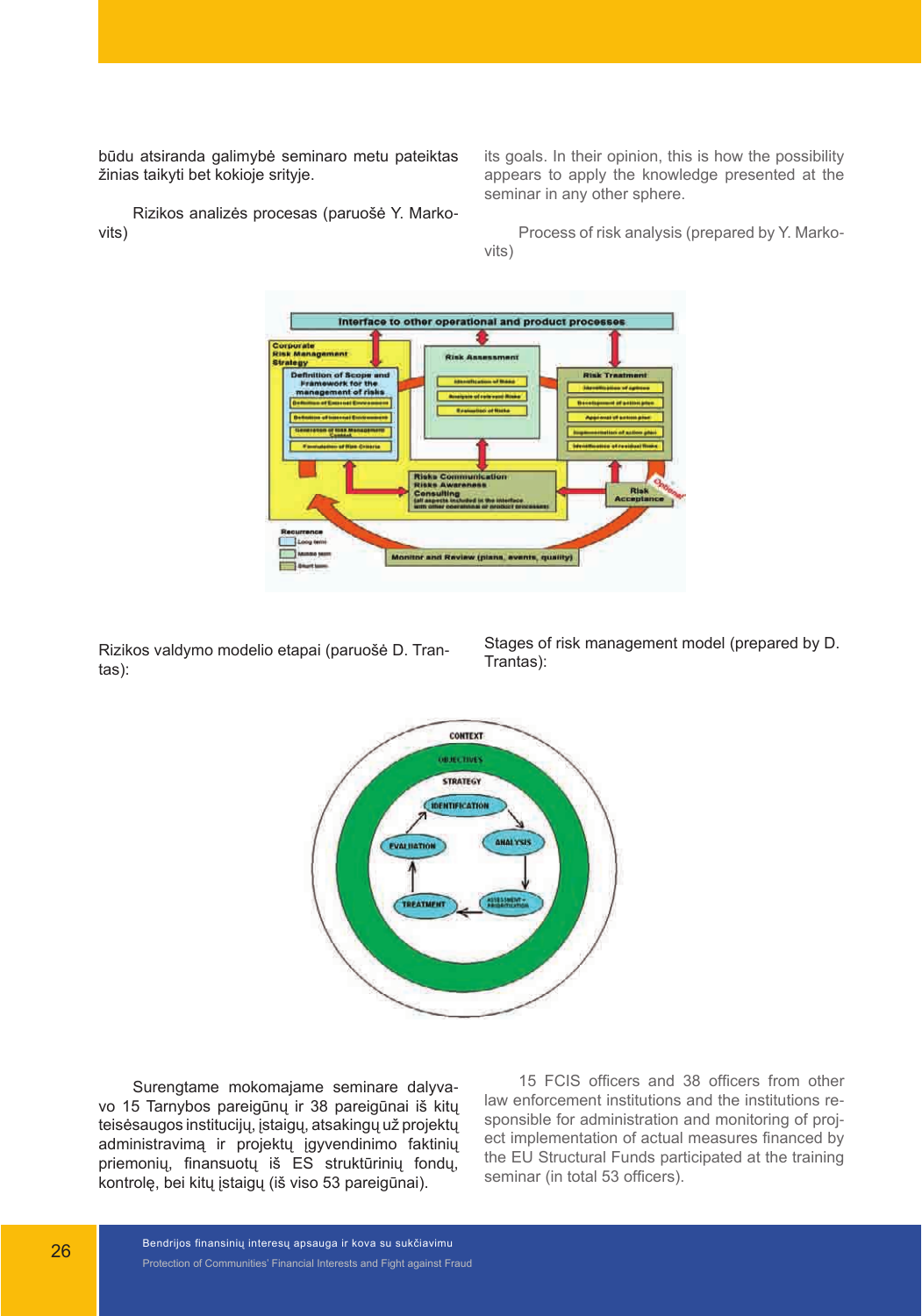būdu atsiranda galimybė seminaro metu pateiktas žinias taikyti bet kokioje srityje.

Rizikos analizės procesas (paruošė Y. Markovits)

its goals. In their opinion, this is how the possibility appears to apply the knowledge presented at the seminar in any other sphere.

Process of risk analysis (prepared by Y. Markovits)

Rizikos valdymo modelio etapai (paruošė D. Trantas):

Stages of risk management model (prepared by D. Trantas):

Surengtame mokomajame seminare dalyvavo 15 Tarnybos pareigūnų ir 38 pareigūnai iš kitų teisėsaugos institucijų, įstaigų, atsakingų už projektų administravimą ir projektų įgyvendinimo faktinių priemonių, finansuotų iš ES struktūrinių fondų, kontrolę, bei kitų įstaigų (iš viso 53 pareigūnai).

15 FCIS officers and 38 officers from other law enforcement institutions and the institutions responsible for administration and monitoring of project implementation of actual measures financed by the EU Structural Funds participated at the training seminar (in total 53 officers).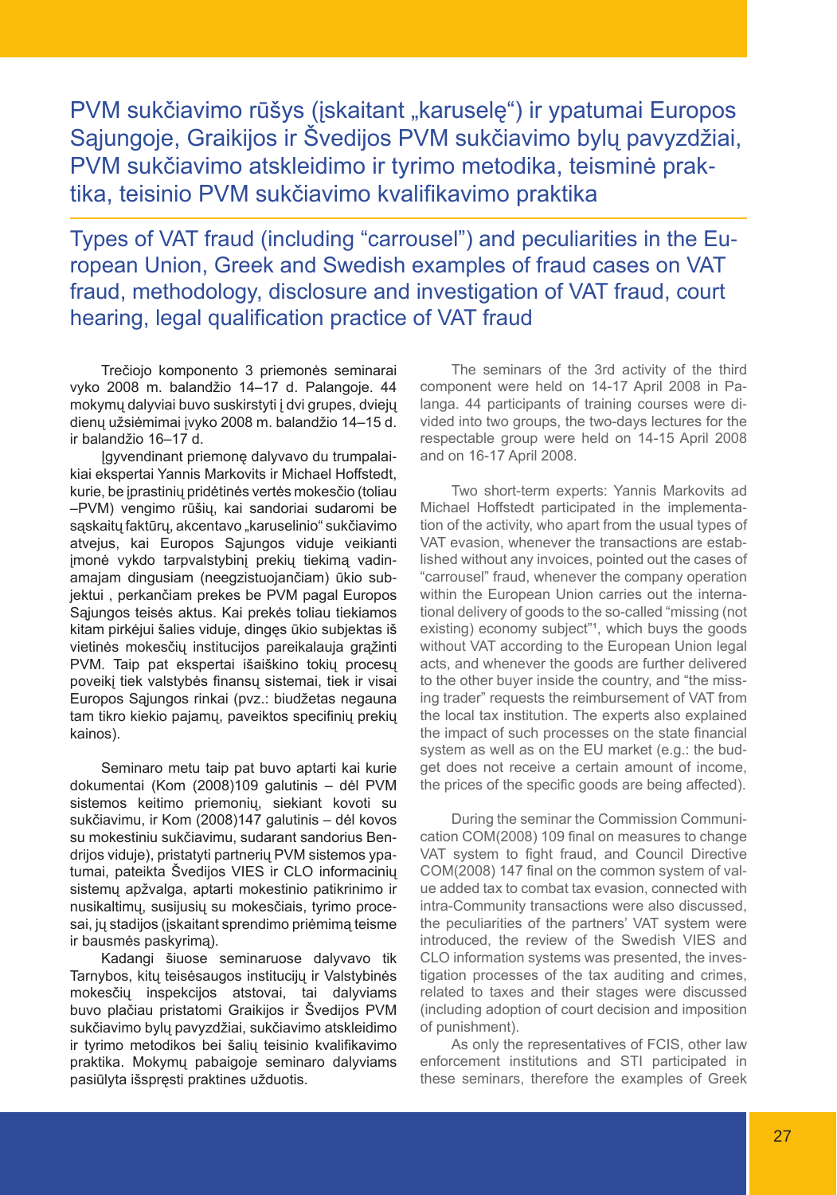## PVM sukčiavimo rūšys (įskaitant „karuselę“) ir ypatumai Europos Sąjungoje, Graikijos ir Švedijos PVM sukčiavimo bylų pavyzdžiai, PVM sukčiavimo atskleidimo ir tyrimo metodika, teisminė praktika, teisinio PVM sukčiavimo kvalifikavimo praktika

## Types of VAT fraud (including “carrousel”) and peculiarities in the European Union, Greek and Swedish examples of fraud cases on VAT fraud, methodology, disclosure and investigation of VAT fraud, court hearing, legal qualification practice of VAT fraud

Trečiojo komponento 3 priemonės seminarai vyko 2008 m. balandžio 14–17 d. Palangoje. 44 mokymų dalyviai buvo suskirstyti į dvi grupes, dviejų dienų užsiėmimai įvyko 2008 m. balandžio 14–15 d. ir balandžio 16–17 d.

Įgyvendinant priemonę dalyvavo du trumpalaikiai ekspertai Yannis Markovits ir Michael Hoffstedt, kurie, be įprastinių pridėtinės vertės mokesčio (toliau –PVM) vengimo rūšių, kai sandoriai sudaromi be sąskaitų faktūrų, akcentavo „karuselinio“ sukčiavimo atvejus, kai Europos Sąjungos viduje veikianti įmonė vykdo tarpvalstybinį prekių tiekimą vadinamajam dingusiam (neegzistuojančiam) ūkio subjektui , perkančiam prekes be PVM pagal Europos Sąjungos teisės aktus. Kai prekės toliau tiekiamos kitam pirkėjui šalies viduje, dingęs ūkio subjektas iš vietinės mokesčių institucijos pareikalauja grąžinti PVM. Taip pat ekspertai išaiškino tokių procesų poveikį tiek valstybės finansų sistemai, tiek ir visai Europos Sąjungos rinkai (pvz.: biudžetas negauna tam tikro kiekio pajamų, paveiktos specifinių prekių kainos).

Seminaro metu taip pat buvo aptarti kai kurie dokumentai (Kom (2008)109 galutinis – dėl PVM sistemos keitimo priemonių, siekiant kovoti su sukčiavimu, ir Kom (2008)147 galutinis – dėl kovos su mokestiniu sukčiavimu, sudarant sandorius Bendrijos viduje), pristatyti partnerių PVM sistemos ypatumai, pateikta Švedijos VIES ir CLO informacinių sistemų apžvalga, aptarti mokestinio patikrinimo ir nusikaltimų, susijusių su mokesčiais, tyrimo procesai, jų stadijos (įskaitant sprendimo priėmimą teisme ir bausmės paskyrimą).

Kadangi šiuose seminaruose dalyvavo tik Tarnybos, kitų teisėsaugos institucijų ir Valstybinės mokesčių inspekcijos atstovai, tai dalyviams buvo plačiau pristatomi Graikijos ir Švedijos PVM sukčiavimo bylų pavyzdžiai, sukčiavimo atskleidimo ir tyrimo metodikos bei šalių teisinio kvalifikavimo praktika. Mokymų pabaigoje seminaro dalyviams pasiūlyta išspręsti praktines užduotis.

The seminars of the 3rd activity of the third component were held on 14-17 April 2008 in Palanga. 44 participants of training courses were divided into two groups, the two-days lectures for the respectable group were held on 14-15 April 2008 and on 16-17 April 2008.

Two short-term experts: Yannis Markovits ad Michael Hoffstedt participated in the implementation of the activity, who apart from the usual types of VAT evasion, whenever the transactions are established without any invoices, pointed out the cases of “carrousel” fraud, whenever the company operation within the European Union carries out the international delivery of goods to the so-called “missing (not existing) economy subject”[1], which buys the goods without VAT according to the European Union legal acts, and whenever the goods are further delivered to the other buyer inside the country, and “the missing trader” requests the reimbursement of VAT from the local tax institution. The experts also explained the impact of such processes on the state financial system as well as on the EU market (e.g.: the budget does not receive a certain amount of income, the prices of the specific goods are being affected).

During the seminar the Commission Communication COM(2008) 109 final on measures to change VAT system to fight fraud, and Council Directive COM(2008) 147 final on the common system of value added tax to combat tax evasion, connected with intra-Community transactions were also discussed, the peculiarities of the partners' VAT system were introduced, the review of the Swedish VIES and CLO information systems was presented, the investigation processes of the tax auditing and crimes, related to taxes and their stages were discussed (including adoption of court decision and imposition of punishment).

As only the representatives of FCIS, other law enforcement institutions and STI participated in these seminars, therefore the examples of Greek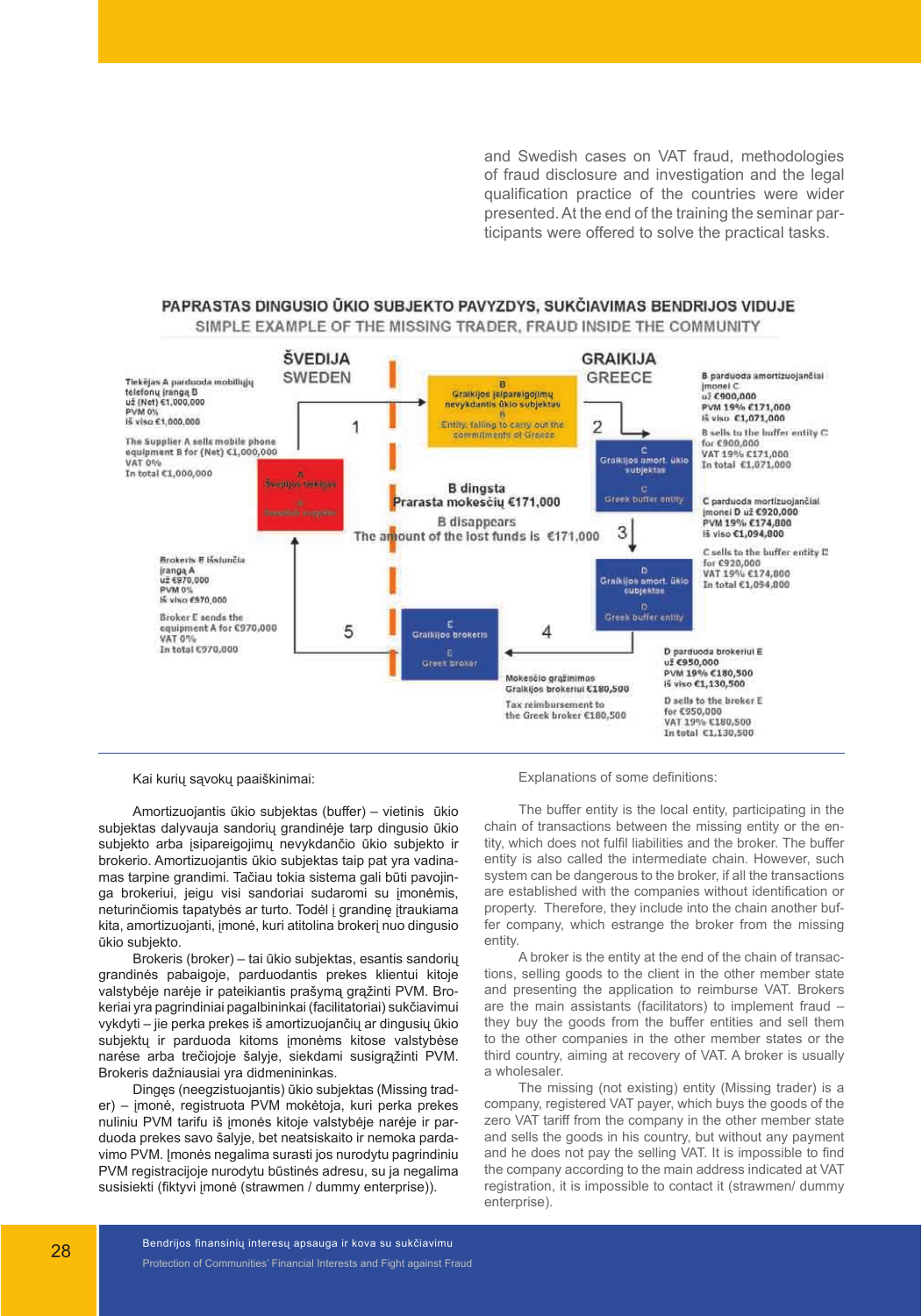and Swedish cases on VAT fraud, methodologies of fraud disclosure and investigation and the legal qualification practice of the countries were wider presented. At the end of the training the seminar participants were offered to solve the practical tasks.

## PAPRASTAS DINGUSIO ŪKIO SUBJEKTO PAVYZDYS, SUKČIAVIMAS BENDRIJOS VIDUJE

SIMPLE EXAMPLE OF THE MISSING TRADER, FRAUD INSIDE THE COMMUNITY

ŠVEDIJA
SWEDEN

GRAIKIJA
GREECE

Tiekėjas A parduoda mobiliųjų telefonų įrangą B už (Net) €1,000,000 PVM 0% Iš viso €1,000,000

The Supplier A sells mobile phone equipment B for (Net) €1,000,000 VAT 0% In total €1,000,000

A Švedijos tiekėjas
A Swedish supplier

1

B Graikijos įsipareigojimų nevykdantis ūkio subjektas
B Entity, failing to carry out the commitments of Greece

2

B parduoda amortizuojančiai įmonei C už €900,000 PVM 19% €171,000 Iš viso €1,071,000

B sells to the buffer entity C for €900,000 VAT 19% €171,000 In total €1,071,000

C Graikijos amort. ūkio subjektas
C Greek buffer entity

B dingsta
Prarasta mokesčių €171,000

B disappears
The amount of the lost funds is €171,000

3

C parduoda amortizuojančiai įmonei D už €920,000 PVM 19% €174,800 Iš viso €1,094,800

C sells to the buffer entity D for €920,000 VAT 19% €174,800 In total €1,094,800

D Graikijos amort. ūkio subjektas
D Greek buffer entity

Brokeris E išsiunčia įrangą A už €970,000 PVM 0% Iš viso €970,000

Broker E sends the equipment A for €970,000 VAT 0% In total €970,000

5

E Graikijos brokeris
E Greek broker

4

Mokesčių grąžinimas Graikijos brokeriui €180,500

Tax reimbursement to the Greek broker €180,500

D parduoda brokeriui E už €950,000 PVM 19% €180,500 Iš viso €1,130,500

D sells to the broker E for €950,000 VAT 19% €180,500 In total €1,130,500

---

Kai kurių sąvokų paaiškinimai:

Amortizuojantis ūkio subjektas (buffer) – vietinis ūkio subjektas dalyvauja sandorių grandinėje tarp dingusio ūkio subjekto arba įsipareigojimų nevykdančio ūkio subjekto ir brokerio. Amortizuojantis ūkio subjektas taip pat yra vadinamas tarpine grandimi. Tačiau tokia sistema gali būti pavojinga brokeriui, jeigu visi sandoriai sudaromi su įmonėmis, neturinčiomis tapatybės ar turto. Todėl į grandinę įtraukiama kita, amortizuojanti, įmonė, kuri atitolina brokerį nuo dingusio ūkio subjekto.

Brokeris (broker) – tai ūkio subjektas, esantis sandorių grandinės pabaigoje, parduodantis prekes klientui kitoje valstybėje narėje ir pateikiantis prašymą grąžinti PVM. Brokeriai yra pagrindiniai pagalbininkai (facilitatoriai) sukčiavimui vykdyti – jie perka prekes iš amortizuojančių ar dingusių ūkio subjektų ir parduoda kitoms įmonėms kitose valstybėse narėse arba trečiojoje šalyje, siekdami susigrąžinti PVM. Brokeris dažniausiai yra didmenininkas.

Dingęs (neegzistuojantis) ūkio subjektas (Missing trader) – įmonė, registruota PVM mokėtoja, kuri perka prekes nuliniu PVM tarifu iš įmonės kitoje valstybėje narėje ir parduoda prekes savo šalyje, bet neatsiskaito ir nemoka pardavimo PVM. Įmonės negalima surasti jos nurodytu pagrindiniu PVM registracijoje nurodytu būstinės adresu, su ja negalima susisiekti (fiktyvi įmonė (strawmen / dummy enterprise)).

Explanations of some definitions:

The buffer entity is the local entity, participating in the chain of transactions between the missing entity or the entity, which does not fulfil liabilities and the broker. The buffer entity is also called the intermediate chain. However, such system can be dangerous to the broker, if all the transactions are established with the companies without identification or property. Therefore, they include into the chain another buffer company, which estrange the broker from the missing entity.

A broker is the entity at the end of the chain of transactions, selling goods to the client in the other member state and presenting the application to reimburse VAT. Brokers are the main assistants (facilitators) to implement fraud – they buy the goods from the buffer entities and sell them to the other companies in the other member states or the third country, aiming at recovery of VAT. A broker is usually a wholesaler.

The missing (not existing) entity (Missing trader) is a company, registered VAT payer, which buys the goods of the zero VAT tariff from the company in the other member state and sells the goods in his country, but without any payment and he does not pay the selling VAT. It is impossible to find the company according to the main address indicated at VAT registration, it is impossible to contact it (strawmen/ dummy enterprise).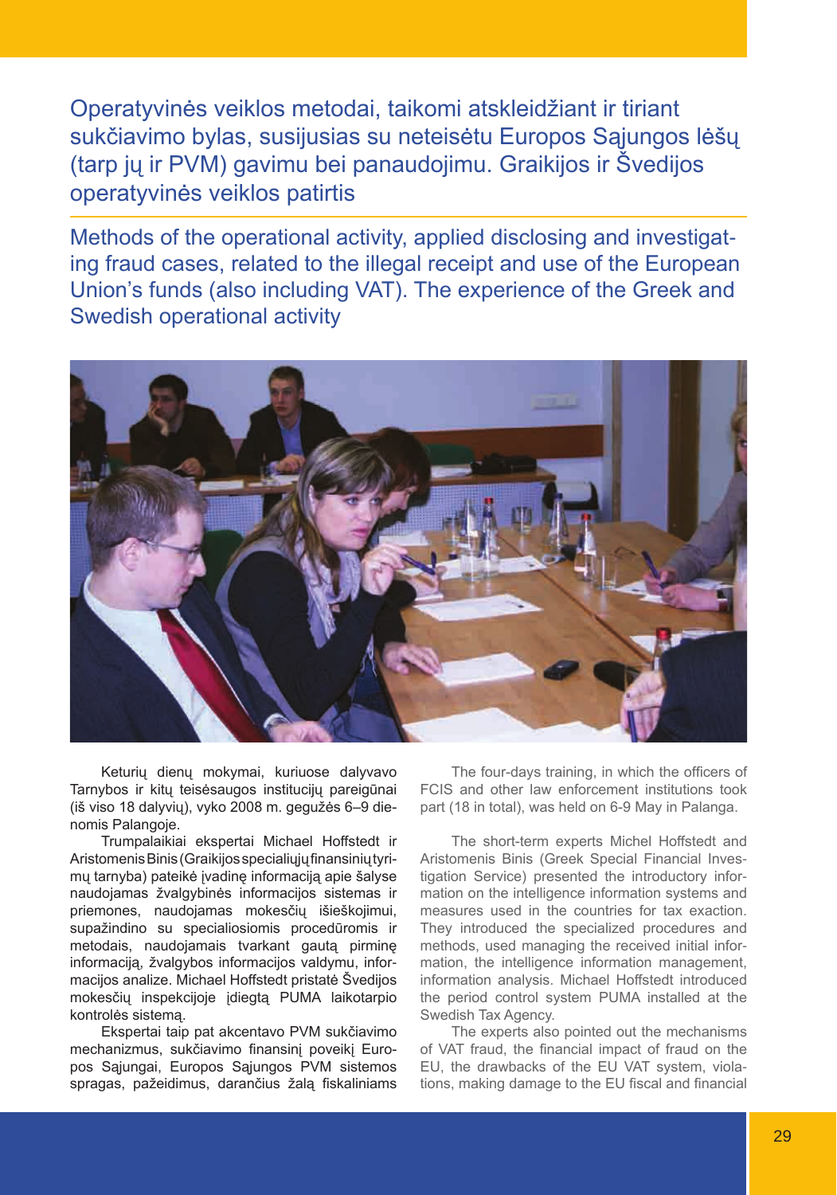# Operatyvinės veiklos metodai, taikomi atskleidžiant ir tiriant sukčiavimo bylas, susijusias su neteisėtu Europos Sąjungos lėšų (tarp jų ir PVM) gavimu bei panaudojimu. Graikijos ir Švedijos operatyvinės veiklos patirtis

# Methods of the operational activity, applied disclosing and investigating fraud cases, related to the illegal receipt and use of the European Union's funds (also including VAT). The experience of the Greek and Swedish operational activity

Keturių dienų mokymai, kuriuose dalyvavo Tarnybos ir kitų teisėsaugos institucijų pareigūnai (iš viso 18 dalyvių), vyko 2008 m. gegužės 6–9 dienomis Palangoje.

Trumpalaikiai ekspertai Michael Hoffstedt ir Aristomenis Binis (Graikijos specialiųjų finansinių tyrimų tarnyba) pateikė įvadinę informaciją apie šalyse naudojamas žvalgybinės informacijos sistemas ir priemones, naudojamas mokesčių išieškojimui, supažindino su specialiosiomis procedūromis ir metodais, naudojamais tvarkant gautą pirminę informaciją, žvalgybos informacijos valdymu, informacijos analize. Michael Hoffstedt pristatė Švedijos mokesčių inspekcijoje įdiegtą PUMA laikotarpio kontrolės sistemą.

Ekspertai taip pat akcentavo PVM sukčiavimo mechanizmus, sukčiavimo finansinį poveikį Europos Sąjungai, Europos Sąjungos PVM sistemos spragas, pažeidimus, darančius žalą fiskaliniams

The four-days training, in which the officers of FCIS and other law enforcement institutions took part (18 in total), was held on 6-9 May in Palanga.

The short-term experts Michel Hoffstedt and Aristomenis Binis (Greek Special Financial Investigation Service) presented the introductory information on the intelligence information systems and measures used in the countries for tax exaction. They introduced the specialized procedures and methods, used managing the received initial information, the intelligence information management, information analysis. Michael Hoffstedt introduced the period control system PUMA installed at the Swedish Tax Agency.

The experts also pointed out the mechanisms of VAT fraud, the financial impact of fraud on the EU, the drawbacks of the EU VAT system, violations, making damage to the EU fiscal and financial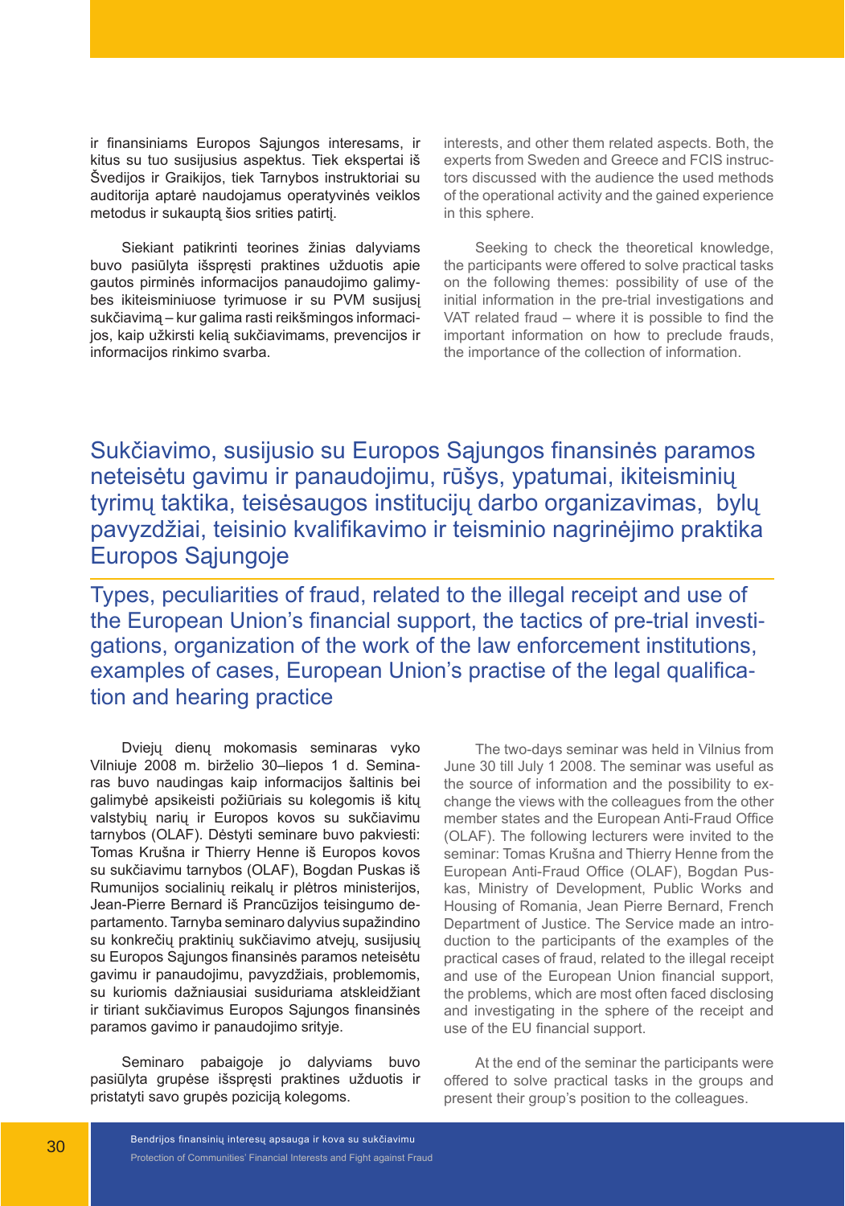ir finansiniams Europos Sąjungos interesams, ir kitus su tuo susijusius aspektus. Tiek ekspertai iš Švedijos ir Graikijos, tiek Tarnybos instruktoriai su auditorija aptarė naudojamus operatyvinės veiklos metodus ir sukauptą šios srities patirtį.

Siekiant patikrinti teorines žinias dalyviams buvo pasiūlyta išspręsti praktines užduotis apie gautos pirminės informacijos panaudojimo galimybes ikiteisminiuose tyrimuose ir su PVM susijusį sukčiavimą – kur galima rasti reikšmingos informacijos, kaip užkirsti kelią sukčiavimams, prevencijos ir informacijos rinkimo svarba.

interests, and other them related aspects. Both, the experts from Sweden and Greece and FCIS instructors discussed with the audience the used methods of the operational activity and the gained experience in this sphere.

Seeking to check the theoretical knowledge, the participants were offered to solve practical tasks on the following themes: possibility of use of the initial information in the pre-trial investigations and VAT related fraud – where it is possible to find the important information on how to preclude frauds, the importance of the collection of information.

## Sukčiavimo, susijusio su Europos Sąjungos finansinės paramos neteisėtu gavimu ir panaudojimu, rūšys, ypatumai, ikiteisminių tyrimų taktika, teisėsaugos institucijų darbo organizavimas, bylų pavyzdžiai, teisinio kvalifikavimo ir teisminio nagrinėjimo praktika Europos Sąjungoje

## Types, peculiarities of fraud, related to the illegal receipt and use of the European Union's financial support, the tactics of pre-trial investigations, organization of the work of the law enforcement institutions, examples of cases, European Union's practise of the legal qualification and hearing practice

Dviejų dienų mokomasis seminaras vyko Vilniuje 2008 m. birželio 30–liepos 1 d. Seminaras buvo naudingas kaip informacijos šaltinis bei galimybė apsikeisti požiūriais su kolegomis iš kitų valstybių narių ir Europos kovos su sukčiavimu tarnybos (OLAF). Dėstyti seminare buvo pakviesti: Tomas Krušna ir Thierry Henne iš Europos kovos su sukčiavimu tarnybos (OLAF), Bogdan Puskas iš Rumunijos socialinių reikalų ir plėtros ministerijos, Jean-Pierre Bernard iš Prancūzijos teisingumo departamento. Tarnyba seminaro dalyvius supažindino su konkrečių praktinių sukčiavimo atvejų, susijusių su Europos Sąjungos finansinės paramos neteisėtu gavimu ir panaudojimu, pavyzdžiais, problemomis, su kuriomis dažniausiai susiduriama atskleidžiant ir tiriant sukčiavimus Europos Sąjungos finansinės paramos gavimo ir panaudojimo srityje.

Seminaro pabaigoje jo dalyviams buvo pasiūlyta grupėse išspręsti praktines užduotis ir pristatyti savo grupės poziciją kolegoms.

The two-days seminar was held in Vilnius from June 30 till July 1 2008. The seminar was useful as the source of information and the possibility to exchange the views with the colleagues from the other member states and the European Anti-Fraud Office (OLAF). The following lecturers were invited to the seminar: Tomas Krušna and Thierry Henne from the European Anti-Fraud Office (OLAF), Bogdan Puskas, Ministry of Development, Public Works and Housing of Romania, Jean Pierre Bernard, French Department of Justice. The Service made an introduction to the participants of the examples of the practical cases of fraud, related to the illegal receipt and use of the European Union financial support, the problems, which are most often faced disclosing and investigating in the sphere of the receipt and use of the EU financial support.

At the end of the seminar the participants were offered to solve practical tasks in the groups and present their group's position to the colleagues.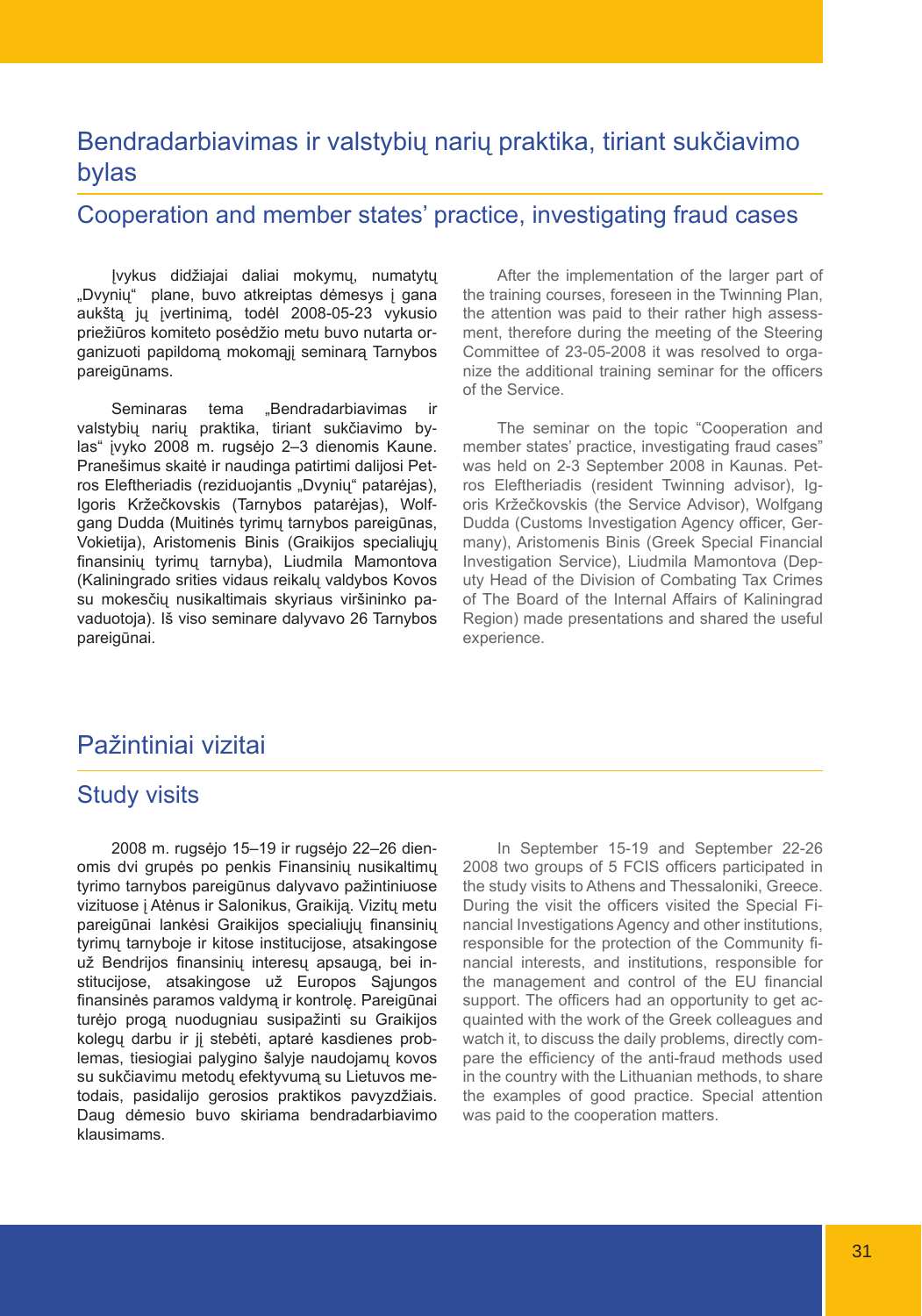## Bendradarbiavimas ir valstybių narių praktika, tiriant sukčiavimo bylas

## Cooperation and member states' practice, investigating fraud cases

Įvykus didžiajai daliai mokymų, numatytų „Dvynių" plane, buvo atkreiptas dėmesys į gana aukštą jų įvertinimą, todėl 2008-05-23 vykusio priežiūros komiteto posėdžio metu buvo nutarta organizuoti papildomą mokomąjį seminarą Tarnybos pareigūnams.

Seminaras tema „Bendradarbiavimas ir valstybių narių praktika, tiriant sukčiavimo bylas" įvyko 2008 m. rugsėjo 2–3 dienomis Kaune. Pranešimus skaitė ir naudinga patirtimi dalijosi Petros Eleftheriadis (reziduojantis „Dvynių" patarėjas), Igoris Kržečkovskis (Tarnybos patarėjas), Wolfgang Dudda (Muitinės tyrimų tarnybos pareigūnas, Vokietija), Aristomenis Binis (Graikijos specialiųjų finansinių tyrimų tarnyba), Liudmila Mamontova (Kaliningrado srities vidaus reikalų valdybos Kovos su mokesčių nusikaltimais skyriaus viršininko pavaduotoja). Iš viso seminare dalyvavo 26 Tarnybos pareigūnai.

After the implementation of the larger part of the training courses, foreseen in the Twinning Plan, the attention was paid to their rather high assessment, therefore during the meeting of the Steering Committee of 23-05-2008 it was resolved to organize the additional training seminar for the officers of the Service.

The seminar on the topic "Cooperation and member states' practice, investigating fraud cases" was held on 2-3 September 2008 in Kaunas. Petros Eleftheriadis (resident Twinning advisor), Igoris Kržečkovskis (the Service Advisor), Wolfgang Dudda (Customs Investigation Agency officer, Germany), Aristomenis Binis (Greek Special Financial Investigation Service), Liudmila Mamontova (Deputy Head of the Division of Combating Tax Crimes of The Board of the Internal Affairs of Kaliningrad Region) made presentations and shared the useful experience.

## Pažintiniai vizitai

## Study visits

2008 m. rugsėjo 15–19 ir rugsėjo 22–26 dienomis dvi grupės po penkis Finansinių nusikaltimų tyrimo tarnybos pareigūnus dalyvavo pažintiniuose vizituose į Atėnus ir Salonikus, Graikiją. Vizitų metu pareigūnai lankėsi Graikijos specialiųjų finansinių tyrimų tarnyboje ir kitose institucijose, atsakingose už Bendrijos finansinių interesų apsaugą, bei institucijose, atsakingose už Europos Sąjungos finansinės paramos valdymą ir kontrolę. Pareigūnai turėjo progą nuodugniau susipažinti su Graikijos kolegų darbu ir jį stebėti, aptarė kasdienes problemas, tiesiogiai palygino šalyje naudojamų kovos su sukčiavimu metodų efektyvumą su Lietuvos metodais, pasidalijo gerosios praktikos pavyzdžiais. Daug dėmesio buvo skiriama bendradarbiavimo klausimams.

In September 15-19 and September 22-26 2008 two groups of 5 FCIS officers participated in the study visits to Athens and Thessaloniki, Greece. During the visit the officers visited the Special Financial Investigations Agency and other institutions, responsible for the protection of the Community financial interests, and institutions, responsible for the management and control of the EU financial support. The officers had an opportunity to get acquainted with the work of the Greek colleagues and watch it, to discuss the daily problems, directly compare the efficiency of the anti-fraud methods used in the country with the Lithuanian methods, to share the examples of good practice. Special attention was paid to the cooperation matters.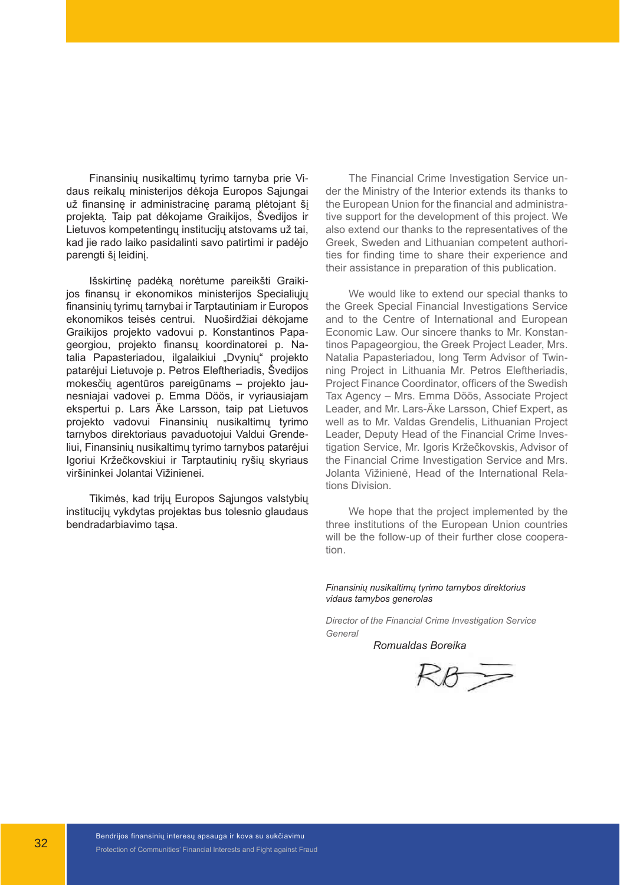Finansinių nusikaltimų tyrimo tarnyba prie Vidaus reikalų ministerijos dėkoja Europos Sąjungai už finansinę ir administracinę paramą plėtojant šį projektą. Taip pat dėkojame Graikijos, Švedijos ir Lietuvos kompetentingų institucijų atstovams už tai, kad jie rado laiko pasidalinti savo patirtimi ir padėjo parengti šį leidinį.

Išskirtinę padėką norėtume pareikšti Graikijos finansų ir ekonomikos ministerijos Specialiųjų finansinių tyrimų tarnybai ir Tarptautiniam ir Europos ekonomikos teisės centrui. Nuoširdžiai dėkojame Graikijos projekto vadovui p. Konstantinos Papageorgiou, projekto finansų koordinatorei p. Natalia Papasteriadou, ilgalaikiui „Dvynių" projekto patarėjui Lietuvoje p. Petros Eleftheriadis, Švedijos mokesčių agentūros pareigūnams – projekto jaunesniajai vadovei p. Emma Döös, ir vyriausiajam ekspertui p. Lars Äke Larsson, taip pat Lietuvos projekto vadovui Finansinių nusikaltimų tyrimo tarnybos direktoriaus pavaduotojui Valdui Grendeliui, Finansinių nusikaltimų tyrimo tarnybos patarėjui Igoriui Kržečkovskiui ir Tarptautinių ryšių skyriaus viršininkei Jolantai Vižinienei.

Tikimės, kad trijų Europos Sąjungos valstybių institucijų vykdytas projektas bus tolesnio glaudaus bendradarbiavimo tąsa.

The Financial Crime Investigation Service under the Ministry of the Interior extends its thanks to the European Union for the financial and administrative support for the development of this project. We also extend our thanks to the representatives of the Greek, Sweden and Lithuanian competent authorities for finding time to share their experience and their assistance in preparation of this publication.

We would like to extend our special thanks to the Greek Special Financial Investigations Service and to the Centre of International and European Economic Law. Our sincere thanks to Mr. Konstantinos Papageorgiou, the Greek Project Leader, Mrs. Natalia Papasteriadou, long Term Advisor of Twinning Project in Lithuania Mr. Petros Eleftheriadis, Project Finance Coordinator, officers of the Swedish Tax Agency – Mrs. Emma Döös, Associate Project Leader, and Mr. Lars-Äke Larsson, Chief Expert, as well as to Mr. Valdas Grendelis, Lithuanian Project Leader, Deputy Head of the Financial Crime Investigation Service, Mr. Igoris Kržečkovskis, Advisor of the Financial Crime Investigation Service and Mrs. Jolanta Vižinienė, Head of the International Relations Division.

We hope that the project implemented by the three institutions of the European Union countries will be the follow-up of their further close cooperation.

*Finansinių nusikaltimų tyrimo tarnybos direktorius vidaus tarnybos generolas*

*Director of the Financial Crime Investigation Service General*

*Romualdas Boreika*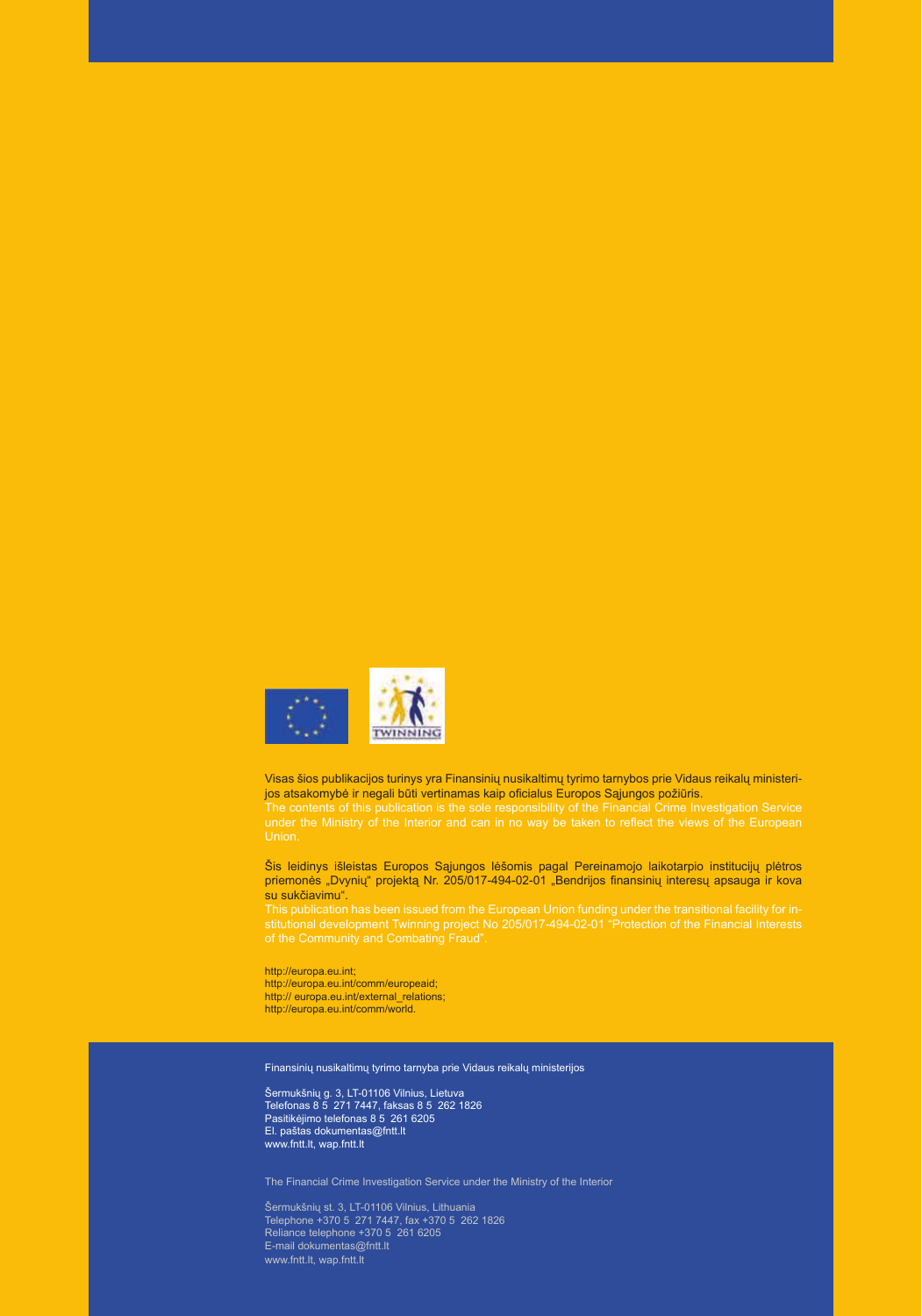Visas šios publikacijos turinys yra Finansinių nusikaltimų tyrimo tarnybos prie Vidaus reikalų ministerijos atsakomybė ir negali būti vertinamas kaip oficialus Europos Sąjungos požiūris.

The contents of this publication is the sole responsibility of the Financial Crime Investigation Service under the Ministry of the Interior and can in no way be taken to reflect the views of the European Union.

Šis leidinys išleistas Europos Sąjungos lėšomis pagal Pereinamojo laikotarpio institucijų plėtros priemonės „Dvynių" projektą Nr. 205/017-494-02-01 „Bendrijos finansinių interesų apsauga ir kova su sukčiavimu".

This publication has been issued from the European Union funding under the transitional facility for institutional development Twinning project No 205/017-494-02-01 "Protection of the Financial Interests of the Community and Combating Fraud".

http://europa.eu.int;
http://europa.eu.int/comm/europeaid;
http:// europa.eu.int/external_relations;
http://europa.eu.int/comm/world.

Finansinių nusikaltimų tyrimo tarnyba prie Vidaus reikalų ministerijos

Šermukšnių g. 3, LT-01106 Vilnius, Lietuva
Telefonas 8 5 271 7447, faksas 8 5 262 1826
Pasitikėjimo telefonas 8 5 261 6205
El. paštas dokumentas@fntt.lt
www.fntt.lt, wap.fntt.lt

The Financial Crime Investigation Service under the Ministry of the Interior

Šermukšnių st. 3, LT-01106 Vilnius, Lithuania
Telephone +370 5 271 7447, fax +370 5 262 1826
Reliance telephone +370 5 261 6205
E-mail dokumentas@fntt.lt
www.fntt.lt, wap.fntt.lt